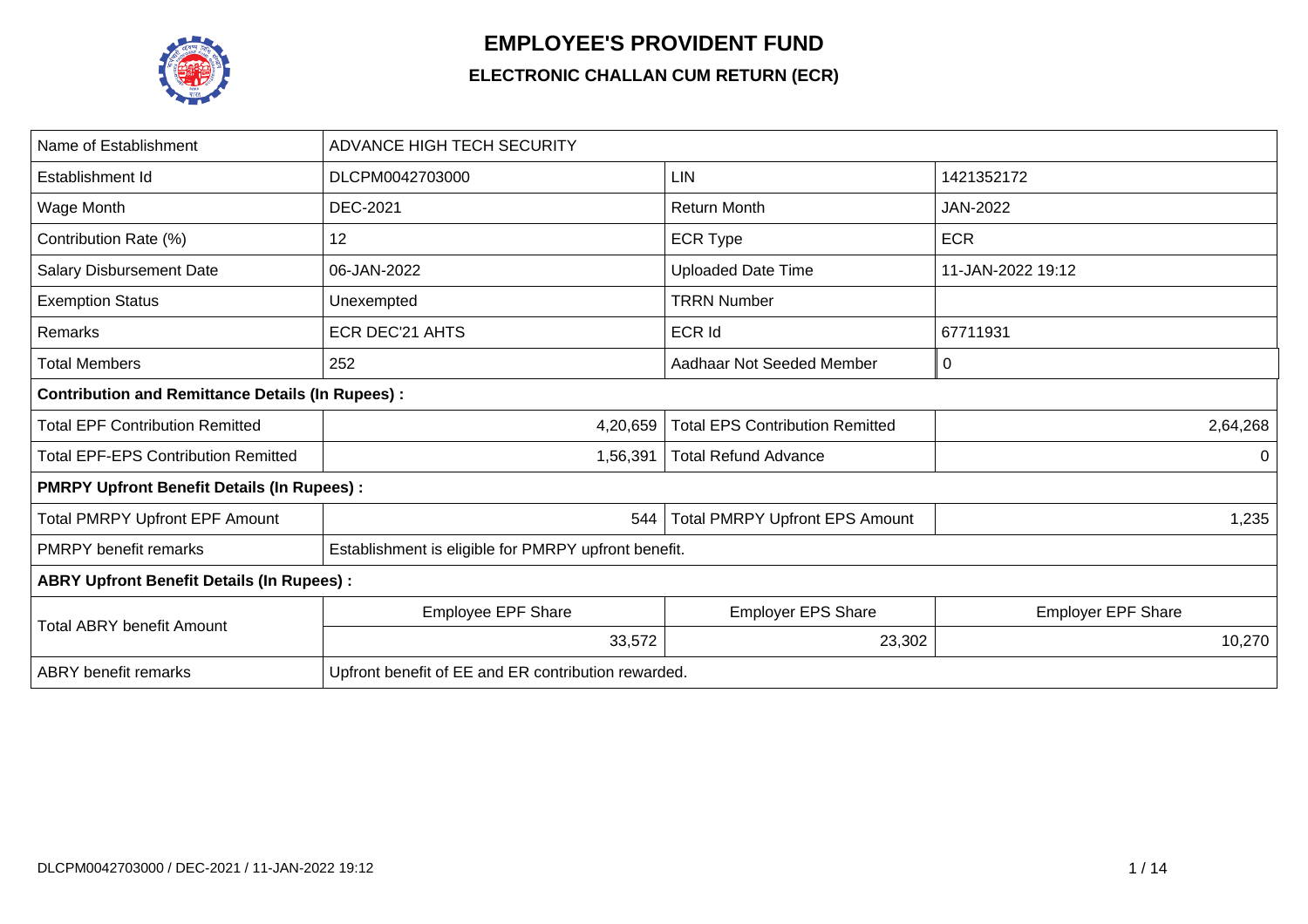# EMPLOYEE'S PROVIDENT FUND

## ELECTRONIC CHALLAN CUM RETURN (ECR)

| | | | |
|---|---|---|---|
| Name of Establishment | ADVANCE HIGH TECH SECURITY | | |
| Establishment Id | DLCPM0042703000 | LIN | 1421352172 |
| Wage Month | DEC-2021 | Return Month | JAN-2022 |
| Contribution Rate (%) | 12 | ECR Type | ECR |
| Salary Disbursement Date | 06-JAN-2022 | Uploaded Date Time | 11-JAN-2022 19:12 |
| Exemption Status | Unexempted | TRRN Number | |
| Remarks | ECR DEC'21 AHTS | ECR Id | 67711931 |
| Total Members | 252 | Aadhaar Not Seeded Member | 0 |
| **Contribution and Remittance Details (In Rupees) :** | | | |
| Total EPF Contribution Remitted | 4,20,659 | Total EPS Contribution Remitted | 2,64,268 |
| Total EPF-EPS Contribution Remitted | 1,56,391 | Total Refund Advance | 0 |
| **PMRPY Upfront Benefit Details (In Rupees) :** | | | |
| Total PMRPY Upfront EPF Amount | 544 | Total PMRPY Upfront EPS Amount | 1,235 |
| PMRPY benefit remarks | Establishment is eligible for PMRPY upfront benefit. | | |
| **ABRY Upfront Benefit Details (In Rupees) :** | | | |
| Total ABRY benefit Amount | Employee EPF Share | Employer EPS Share | Employer EPF Share |
| | 33,572 | 23,302 | 10,270 |
| ABRY benefit remarks | Upfront benefit of EE and ER contribution rewarded. | | |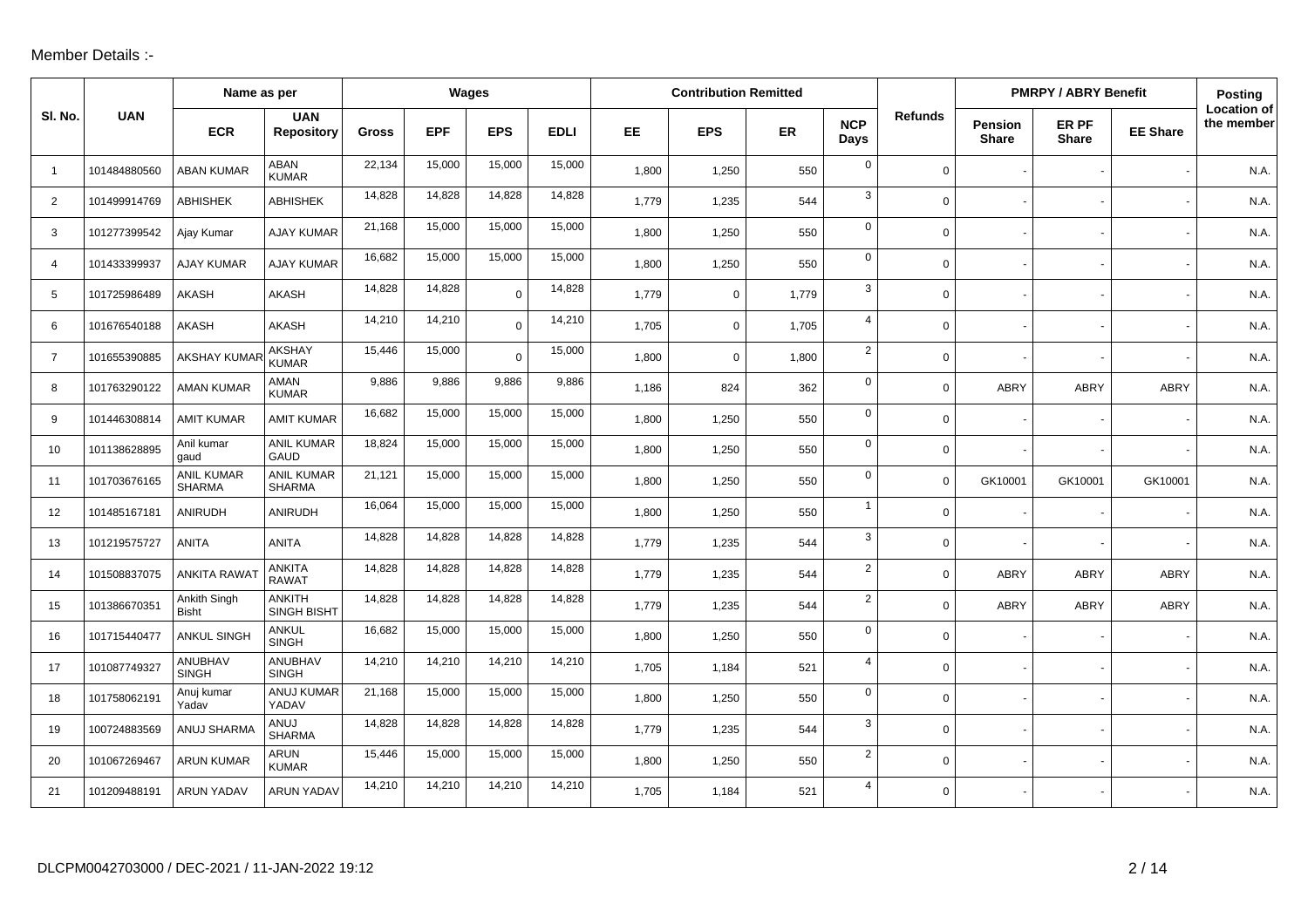Member Details :-

| Sl. No. | UAN | Name as per | | Wages | | | | Contribution Remitted | | | | Refunds | PMRPY / ABRY Benefit | | | Posting Location of the member |
|---|---|---|---|---|---|---|---|---|---|---|---|---|---|---|---|---|
| | | ECR | UAN Repository | Gross | EPF | EPS | EDLI | EE | EPS | ER | NCP Days | | Pension Share | ER PF Share | EE Share | |
| 1 | 101484880560 | ABAN KUMAR | ABAN KUMAR | 22,134 | 15,000 | 15,000 | 15,000 | 1,800 | 1,250 | 550 | 0 | 0 | - | - | - | N.A. |
| 2 | 101499914769 | ABHISHEK | ABHISHEK | 14,828 | 14,828 | 14,828 | 14,828 | 1,779 | 1,235 | 544 | 3 | 0 | - | - | - | N.A. |
| 3 | 101277399542 | Ajay Kumar | AJAY KUMAR | 21,168 | 15,000 | 15,000 | 15,000 | 1,800 | 1,250 | 550 | 0 | 0 | - | - | - | N.A. |
| 4 | 101433399937 | AJAY KUMAR | AJAY KUMAR | 16,682 | 15,000 | 15,000 | 15,000 | 1,800 | 1,250 | 550 | 0 | 0 | - | - | - | N.A. |
| 5 | 101725986489 | AKASH | AKASH | 14,828 | 14,828 | 0 | 14,828 | 1,779 | 0 | 1,779 | 3 | 0 | - | - | - | N.A. |
| 6 | 101676540188 | AKASH | AKASH | 14,210 | 14,210 | 0 | 14,210 | 1,705 | 0 | 1,705 | 4 | 0 | - | - | - | N.A. |
| 7 | 101655390885 | AKSHAY KUMAR | AKSHAY KUMAR | 15,446 | 15,000 | 0 | 15,000 | 1,800 | 0 | 1,800 | 2 | 0 | - | - | - | N.A. |
| 8 | 101763290122 | AMAN KUMAR | AMAN KUMAR | 9,886 | 9,886 | 9,886 | 9,886 | 1,186 | 824 | 362 | 0 | 0 | ABRY | ABRY | ABRY | N.A. |
| 9 | 101446308814 | AMIT KUMAR | AMIT KUMAR | 16,682 | 15,000 | 15,000 | 15,000 | 1,800 | 1,250 | 550 | 0 | 0 | - | - | - | N.A. |
| 10 | 101138628895 | Anil kumar gaud | ANIL KUMAR GAUD | 18,824 | 15,000 | 15,000 | 15,000 | 1,800 | 1,250 | 550 | 0 | 0 | - | - | - | N.A. |
| 11 | 101703676165 | ANIL KUMAR SHARMA | ANIL KUMAR SHARMA | 21,121 | 15,000 | 15,000 | 15,000 | 1,800 | 1,250 | 550 | 0 | 0 | GK10001 | GK10001 | GK10001 | N.A. |
| 12 | 101485167181 | ANIRUDH | ANIRUDH | 16,064 | 15,000 | 15,000 | 15,000 | 1,800 | 1,250 | 550 | 1 | 0 | - | - | - | N.A. |
| 13 | 101219575727 | ANITA | ANITA | 14,828 | 14,828 | 14,828 | 14,828 | 1,779 | 1,235 | 544 | 3 | 0 | - | - | - | N.A. |
| 14 | 101508837075 | ANKITA RAWAT | ANKITA RAWAT | 14,828 | 14,828 | 14,828 | 14,828 | 1,779 | 1,235 | 544 | 2 | 0 | ABRY | ABRY | ABRY | N.A. |
| 15 | 101386670351 | Ankith Singh Bisht | ANKITH SINGH BISHT | 14,828 | 14,828 | 14,828 | 14,828 | 1,779 | 1,235 | 544 | 2 | 0 | ABRY | ABRY | ABRY | N.A. |
| 16 | 101715440477 | ANKUL SINGH | ANKUL SINGH | 16,682 | 15,000 | 15,000 | 15,000 | 1,800 | 1,250 | 550 | 0 | 0 | - | - | - | N.A. |
| 17 | 101087749327 | ANUBHAV SINGH | ANUBHAV SINGH | 14,210 | 14,210 | 14,210 | 14,210 | 1,705 | 1,184 | 521 | 4 | 0 | - | - | - | N.A. |
| 18 | 101758062191 | Anuj kumar Yadav | ANUJ KUMAR YADAV | 21,168 | 15,000 | 15,000 | 15,000 | 1,800 | 1,250 | 550 | 0 | 0 | - | - | - | N.A. |
| 19 | 100724883569 | ANUJ SHARMA | ANUJ SHARMA | 14,828 | 14,828 | 14,828 | 14,828 | 1,779 | 1,235 | 544 | 3 | 0 | - | - | - | N.A. |
| 20 | 101067269467 | ARUN KUMAR | ARUN KUMAR | 15,446 | 15,000 | 15,000 | 15,000 | 1,800 | 1,250 | 550 | 2 | 0 | - | - | - | N.A. |
| 21 | 101209488191 | ARUN YADAV | ARUN YADAV | 14,210 | 14,210 | 14,210 | 14,210 | 1,705 | 1,184 | 521 | 4 | 0 | - | - | - | N.A. |

DLCPM0042703000 / DEC-2021 / 11-JAN-2022 19:12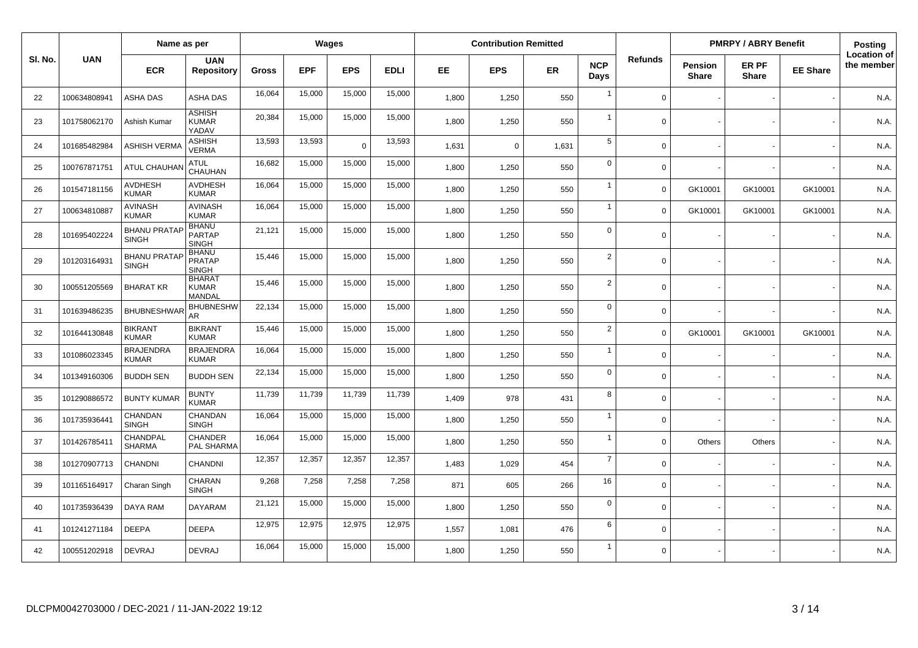| Sl. No. | UAN | Name as per | | Wages | | | | Contribution Remitted | | | | Refunds | PMRPY / ABRY Benefit | | | Posting Location of the member |
|---|---|---|---|---|---|---|---|---|---|---|---|---|---|---|---|---|
| | | ECR | UAN Repository | Gross | EPF | EPS | EDLI | EE | EPS | ER | NCP Days | | Pension Share | ER PF Share | EE Share | |
| 22 | 100634808941 | ASHA DAS | ASHA DAS | 16,064 | 15,000 | 15,000 | 15,000 | 1,800 | 1,250 | 550 | 1 | 0 | - | - | - | N.A. |
| 23 | 101758062170 | Ashish Kumar | ASHISH KUMAR YADAV | 20,384 | 15,000 | 15,000 | 15,000 | 1,800 | 1,250 | 550 | 1 | 0 | - | - | - | N.A. |
| 24 | 101685482984 | ASHISH VERMA | ASHISH VERMA | 13,593 | 13,593 | 0 | 13,593 | 1,631 | 0 | 1,631 | 5 | 0 | - | - | - | N.A. |
| 25 | 100767871751 | ATUL CHAUHAN | ATUL CHAUHAN | 16,682 | 15,000 | 15,000 | 15,000 | 1,800 | 1,250 | 550 | 0 | 0 | - | - | - | N.A. |
| 26 | 101547181156 | AVDHESH KUMAR | AVDHESH KUMAR | 16,064 | 15,000 | 15,000 | 15,000 | 1,800 | 1,250 | 550 | 1 | 0 | GK10001 | GK10001 | GK10001 | N.A. |
| 27 | 100634810887 | AVINASH KUMAR | AVINASH KUMAR | 16,064 | 15,000 | 15,000 | 15,000 | 1,800 | 1,250 | 550 | 1 | 0 | GK10001 | GK10001 | GK10001 | N.A. |
| 28 | 101695402224 | BHANU PRATAP SINGH | BHANU PARTAP SINGH | 21,121 | 15,000 | 15,000 | 15,000 | 1,800 | 1,250 | 550 | 0 | 0 | - | - | - | N.A. |
| 29 | 101203164931 | BHANU PRATAP SINGH | BHANU PRATAP SINGH | 15,446 | 15,000 | 15,000 | 15,000 | 1,800 | 1,250 | 550 | 2 | 0 | - | - | - | N.A. |
| 30 | 100551205569 | BHARAT KR | BHARAT KUMAR MANDAL | 15,446 | 15,000 | 15,000 | 15,000 | 1,800 | 1,250 | 550 | 2 | 0 | - | - | - | N.A. |
| 31 | 101639486235 | BHUBNESHWAR | BHUBNESHWAR | 22,134 | 15,000 | 15,000 | 15,000 | 1,800 | 1,250 | 550 | 0 | 0 | - | - | - | N.A. |
| 32 | 101644130848 | BIKRANT KUMAR | BIKRANT KUMAR | 15,446 | 15,000 | 15,000 | 15,000 | 1,800 | 1,250 | 550 | 2 | 0 | GK10001 | GK10001 | GK10001 | N.A. |
| 33 | 101086023345 | BRAJENDRA KUMAR | BRAJENDRA KUMAR | 16,064 | 15,000 | 15,000 | 15,000 | 1,800 | 1,250 | 550 | 1 | 0 | - | - | - | N.A. |
| 34 | 101349160306 | BUDDH SEN | BUDDH SEN | 22,134 | 15,000 | 15,000 | 15,000 | 1,800 | 1,250 | 550 | 0 | 0 | - | - | - | N.A. |
| 35 | 101290886572 | BUNTY KUMAR | BUNTY KUMAR | 11,739 | 11,739 | 11,739 | 11,739 | 1,409 | 978 | 431 | 8 | 0 | - | - | - | N.A. |
| 36 | 101735936441 | CHANDAN SINGH | CHANDAN SINGH | 16,064 | 15,000 | 15,000 | 15,000 | 1,800 | 1,250 | 550 | 1 | 0 | - | - | - | N.A. |
| 37 | 101426785411 | CHANDPAL SHARMA | CHANDER PAL SHARMA | 16,064 | 15,000 | 15,000 | 15,000 | 1,800 | 1,250 | 550 | 1 | 0 | Others | Others | - | N.A. |
| 38 | 101270907713 | CHANDNI | CHANDNI | 12,357 | 12,357 | 12,357 | 12,357 | 1,483 | 1,029 | 454 | 7 | 0 | - | - | - | N.A. |
| 39 | 101165164917 | Charan Singh | CHARAN SINGH | 9,268 | 7,258 | 7,258 | 7,258 | 871 | 605 | 266 | 16 | 0 | - | - | - | N.A. |
| 40 | 101735936439 | DAYA RAM | DAYARAM | 21,121 | 15,000 | 15,000 | 15,000 | 1,800 | 1,250 | 550 | 0 | 0 | - | - | - | N.A. |
| 41 | 101241271184 | DEEPA | DEEPA | 12,975 | 12,975 | 12,975 | 12,975 | 1,557 | 1,081 | 476 | 6 | 0 | - | - | - | N.A. |
| 42 | 100551202918 | DEVRAJ | DEVRAJ | 16,064 | 15,000 | 15,000 | 15,000 | 1,800 | 1,250 | 550 | 1 | 0 | - | - | - | N.A. |

DLCPM0042703000 / DEC-2021 / 11-JAN-2022 19:12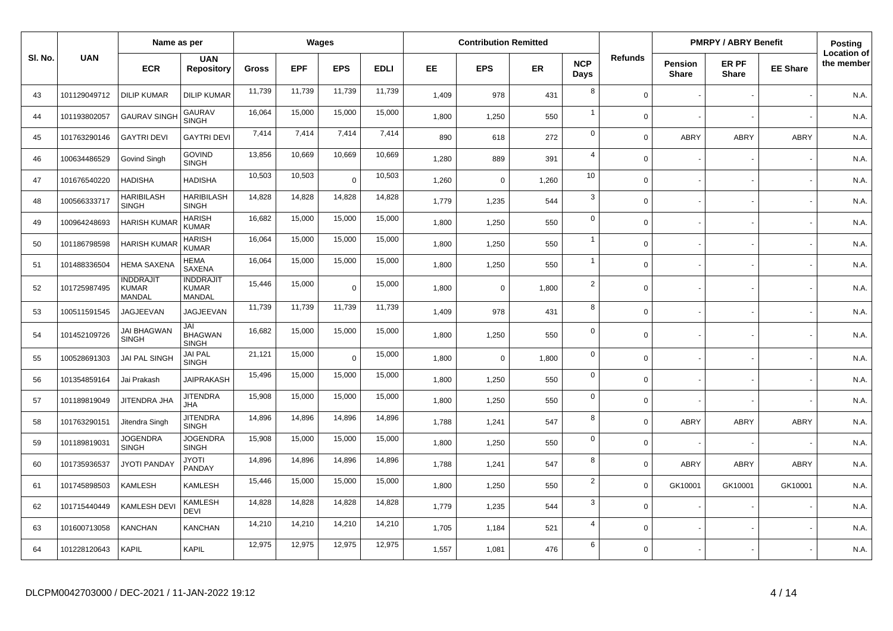| Sl. No. | UAN | Name as per | | Wages | | | | Contribution Remitted | | | | Refunds | PMRPY / ABRY Benefit | | | Posting Location of the member |
|---|---|---|---|---|---|---|---|---|---|---|---|---|---|---|---|---|
| | | ECR | UAN Repository | Gross | EPF | EPS | EDLI | EE | EPS | ER | NCP Days | | Pension Share | ER PF Share | EE Share | |
| 43 | 101129049712 | DILIP KUMAR | DILIP KUMAR | 11,739 | 11,739 | 11,739 | 11,739 | 1,409 | 978 | 431 | 8 | 0 | - | - | - | N.A. |
| 44 | 101193802057 | GAURAV SINGH | GAURAV SINGH | 16,064 | 15,000 | 15,000 | 15,000 | 1,800 | 1,250 | 550 | 1 | 0 | - | - | - | N.A. |
| 45 | 101763290146 | GAYTRI DEVI | GAYTRI DEVI | 7,414 | 7,414 | 7,414 | 7,414 | 890 | 618 | 272 | 0 | 0 | ABRY | ABRY | ABRY | N.A. |
| 46 | 100634486529 | Govind Singh | GOVIND SINGH | 13,856 | 10,669 | 10,669 | 10,669 | 1,280 | 889 | 391 | 4 | 0 | - | - | - | N.A. |
| 47 | 101676540220 | HADISHA | HADISHA | 10,503 | 10,503 | 0 | 10,503 | 1,260 | 0 | 1,260 | 10 | 0 | - | - | - | N.A. |
| 48 | 100566333717 | HARIBILASH SINGH | HARIBILASH SINGH | 14,828 | 14,828 | 14,828 | 14,828 | 1,779 | 1,235 | 544 | 3 | 0 | - | - | - | N.A. |
| 49 | 100964248693 | HARISH KUMAR | HARISH KUMAR | 16,682 | 15,000 | 15,000 | 15,000 | 1,800 | 1,250 | 550 | 0 | 0 | - | - | - | N.A. |
| 50 | 101186798598 | HARISH KUMAR | HARISH KUMAR | 16,064 | 15,000 | 15,000 | 15,000 | 1,800 | 1,250 | 550 | 1 | 0 | - | - | - | N.A. |
| 51 | 101488336504 | HEMA SAXENA | HEMA SAXENA | 16,064 | 15,000 | 15,000 | 15,000 | 1,800 | 1,250 | 550 | 1 | 0 | - | - | - | N.A. |
| 52 | 101725987495 | INDDRAJIT KUMAR MANDAL | INDDRAJIT KUMAR MANDAL | 15,446 | 15,000 | 0 | 15,000 | 1,800 | 0 | 1,800 | 2 | 0 | - | - | - | N.A. |
| 53 | 100511591545 | JAGJEEVAN | JAGJEEVAN | 11,739 | 11,739 | 11,739 | 11,739 | 1,409 | 978 | 431 | 8 | 0 | - | - | - | N.A. |
| 54 | 101452109726 | JAI BHAGWAN SINGH | JAI BHAGWAN SINGH | 16,682 | 15,000 | 15,000 | 15,000 | 1,800 | 1,250 | 550 | 0 | 0 | - | - | - | N.A. |
| 55 | 100528691303 | JAI PAL SINGH | JAI PAL SINGH | 21,121 | 15,000 | 0 | 15,000 | 1,800 | 0 | 1,800 | 0 | 0 | - | - | - | N.A. |
| 56 | 101354859164 | Jai Prakash | JAIPRAKASH | 15,496 | 15,000 | 15,000 | 15,000 | 1,800 | 1,250 | 550 | 0 | 0 | - | - | - | N.A. |
| 57 | 101189819049 | JITENDRA JHA | JITENDRA JHA | 15,908 | 15,000 | 15,000 | 15,000 | 1,800 | 1,250 | 550 | 0 | 0 | - | - | - | N.A. |
| 58 | 101763290151 | Jitendra Singh | JITENDRA SINGH | 14,896 | 14,896 | 14,896 | 14,896 | 1,788 | 1,241 | 547 | 8 | 0 | ABRY | ABRY | ABRY | N.A. |
| 59 | 101189819031 | JOGENDRA SINGH | JOGENDRA SINGH | 15,908 | 15,000 | 15,000 | 15,000 | 1,800 | 1,250 | 550 | 0 | 0 | - | - | - | N.A. |
| 60 | 101735936537 | JYOTI PANDAY | JYOTI PANDAY | 14,896 | 14,896 | 14,896 | 14,896 | 1,788 | 1,241 | 547 | 8 | 0 | ABRY | ABRY | ABRY | N.A. |
| 61 | 101745898503 | KAMLESH | KAMLESH | 15,446 | 15,000 | 15,000 | 15,000 | 1,800 | 1,250 | 550 | 2 | 0 | GK10001 | GK10001 | GK10001 | N.A. |
| 62 | 101715440449 | KAMLESH DEVI | KAMLESH DEVI | 14,828 | 14,828 | 14,828 | 14,828 | 1,779 | 1,235 | 544 | 3 | 0 | - | - | - | N.A. |
| 63 | 101600713058 | KANCHAN | KANCHAN | 14,210 | 14,210 | 14,210 | 14,210 | 1,705 | 1,184 | 521 | 4 | 0 | - | - | - | N.A. |
| 64 | 101228120643 | KAPIL | KAPIL | 12,975 | 12,975 | 12,975 | 12,975 | 1,557 | 1,081 | 476 | 6 | 0 | - | - | - | N.A. |

DLCPM0042703000 / DEC-2021 / 11-JAN-2022 19:12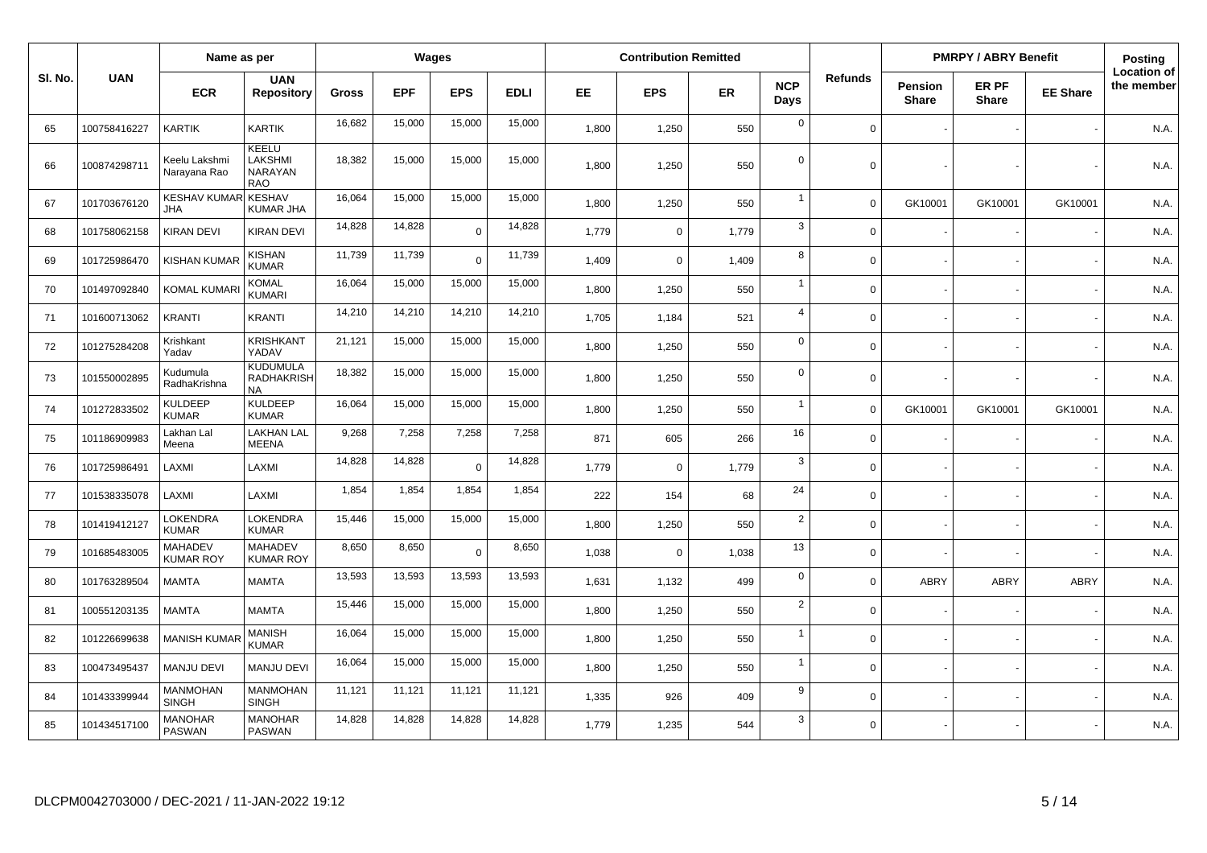| Sl. No. | UAN | Name as per | | Wages | | | | Contribution Remitted | | | | Refunds | PMRPY / ABRY Benefit | | | Posting Location of the member |
|---|---|---|---|---|---|---|---|---|---|---|---|---|---|---|---|---|
| | | ECR | UAN Repository | Gross | EPF | EPS | EDLI | EE | EPS | ER | NCP Days | | Pension Share | ER PF Share | EE Share | |
| 65 | 100758416227 | KARTIK | KARTIK | 16,682 | 15,000 | 15,000 | 15,000 | 1,800 | 1,250 | 550 | 0 | 0 | - | - | - | N.A. |
| 66 | 100874298711 | Keelu Lakshmi Narayana Rao | KEELU LAKSHMI NARAYAN RAO | 18,382 | 15,000 | 15,000 | 15,000 | 1,800 | 1,250 | 550 | 0 | 0 | - | - | - | N.A. |
| 67 | 101703676120 | KESHAV KUMAR JHA | KESHAV KUMAR JHA | 16,064 | 15,000 | 15,000 | 15,000 | 1,800 | 1,250 | 550 | 1 | 0 | GK10001 | GK10001 | GK10001 | N.A. |
| 68 | 101758062158 | KIRAN DEVI | KIRAN DEVI | 14,828 | 14,828 | 0 | 14,828 | 1,779 | 0 | 1,779 | 3 | 0 | - | - | - | N.A. |
| 69 | 101725986470 | KISHAN KUMAR | KISHAN KUMAR | 11,739 | 11,739 | 0 | 11,739 | 1,409 | 0 | 1,409 | 8 | 0 | - | - | - | N.A. |
| 70 | 101497092840 | KOMAL KUMARI | KOMAL KUMARI | 16,064 | 15,000 | 15,000 | 15,000 | 1,800 | 1,250 | 550 | 1 | 0 | - | - | - | N.A. |
| 71 | 101600713062 | KRANTI | KRANTI | 14,210 | 14,210 | 14,210 | 14,210 | 1,705 | 1,184 | 521 | 4 | 0 | - | - | - | N.A. |
| 72 | 101275284208 | Krishkant Yadav | KRISHKANT YADAV | 21,121 | 15,000 | 15,000 | 15,000 | 1,800 | 1,250 | 550 | 0 | 0 | - | - | - | N.A. |
| 73 | 101550002895 | Kudumula RadhaKrishna | KUDUMULA RADHAKRISHNA | 18,382 | 15,000 | 15,000 | 15,000 | 1,800 | 1,250 | 550 | 0 | 0 | - | - | - | N.A. |
| 74 | 101272833502 | KULDEEP KUMAR | KULDEEP KUMAR | 16,064 | 15,000 | 15,000 | 15,000 | 1,800 | 1,250 | 550 | 1 | 0 | GK10001 | GK10001 | GK10001 | N.A. |
| 75 | 101186909983 | Lakhan Lal Meena | LAKHAN LAL MEENA | 9,268 | 7,258 | 7,258 | 7,258 | 871 | 605 | 266 | 16 | 0 | - | - | - | N.A. |
| 76 | 101725986491 | LAXMI | LAXMI | 14,828 | 14,828 | 0 | 14,828 | 1,779 | 0 | 1,779 | 3 | 0 | - | - | - | N.A. |
| 77 | 101538335078 | LAXMI | LAXMI | 1,854 | 1,854 | 1,854 | 1,854 | 222 | 154 | 68 | 24 | 0 | - | - | - | N.A. |
| 78 | 101419412127 | LOKENDRA KUMAR | LOKENDRA KUMAR | 15,446 | 15,000 | 15,000 | 15,000 | 1,800 | 1,250 | 550 | 2 | 0 | - | - | - | N.A. |
| 79 | 101685483005 | MAHADEV KUMAR ROY | MAHADEV KUMAR ROY | 8,650 | 8,650 | 0 | 8,650 | 1,038 | 0 | 1,038 | 13 | 0 | - | - | - | N.A. |
| 80 | 101763289504 | MAMTA | MAMTA | 13,593 | 13,593 | 13,593 | 13,593 | 1,631 | 1,132 | 499 | 0 | 0 | ABRY | ABRY | ABRY | N.A. |
| 81 | 100551203135 | MAMTA | MAMTA | 15,446 | 15,000 | 15,000 | 15,000 | 1,800 | 1,250 | 550 | 2 | 0 | - | - | - | N.A. |
| 82 | 101226699638 | MANISH KUMAR | MANISH KUMAR | 16,064 | 15,000 | 15,000 | 15,000 | 1,800 | 1,250 | 550 | 1 | 0 | - | - | - | N.A. |
| 83 | 100473495437 | MANJU DEVI | MANJU DEVI | 16,064 | 15,000 | 15,000 | 15,000 | 1,800 | 1,250 | 550 | 1 | 0 | - | - | - | N.A. |
| 84 | 101433399944 | MANMOHAN SINGH | MANMOHAN SINGH | 11,121 | 11,121 | 11,121 | 11,121 | 1,335 | 926 | 409 | 9 | 0 | - | - | - | N.A. |
| 85 | 101434517100 | MANOHAR PASWAN | MANOHAR PASWAN | 14,828 | 14,828 | 14,828 | 14,828 | 1,779 | 1,235 | 544 | 3 | 0 | - | - | - | N.A. |

DLCPM0042703000 / DEC-2021 / 11-JAN-2022 19:12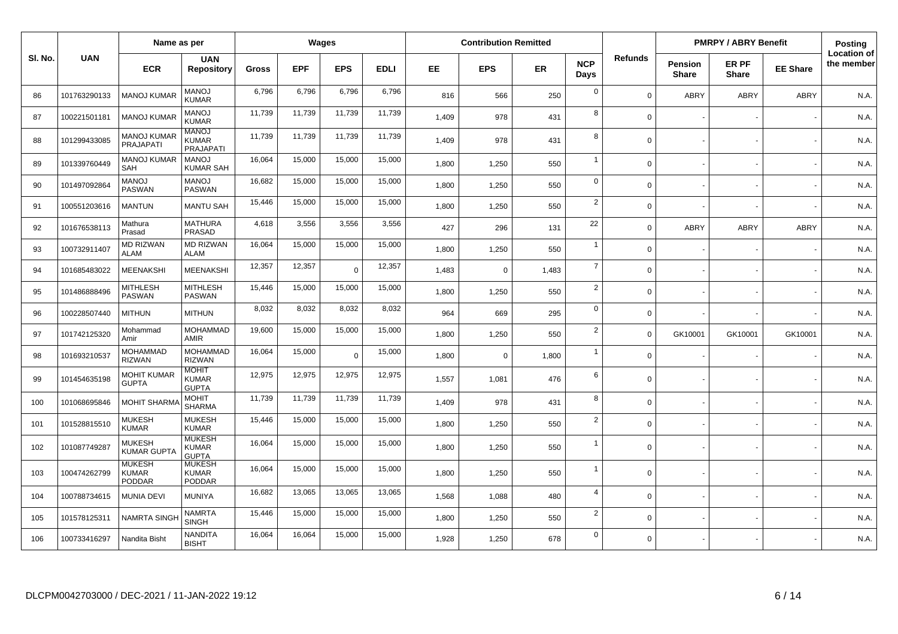| Sl. No. | UAN | Name as per | | Wages | | | | Contribution Remitted | | | | Refunds | PMRPY / ABRY Benefit | | | Posting Location of the member |
|---|---|---|---|---|---|---|---|---|---|---|---|---|---|---|---|---|
| | | ECR | UAN Repository | Gross | EPF | EPS | EDLI | EE | EPS | ER | NCP Days | | Pension Share | ER PF Share | EE Share | |
| 86 | 101763290133 | MANOJ KUMAR | MANOJ KUMAR | 6,796 | 6,796 | 6,796 | 6,796 | 816 | 566 | 250 | 0 | 0 | ABRY | ABRY | ABRY | N.A. |
| 87 | 100221501181 | MANOJ KUMAR | MANOJ KUMAR | 11,739 | 11,739 | 11,739 | 11,739 | 1,409 | 978 | 431 | 8 | 0 | - | - | - | N.A. |
| 88 | 101299433085 | MANOJ KUMAR PRAJAPATI | MANOJ KUMAR PRAJAPATI | 11,739 | 11,739 | 11,739 | 11,739 | 1,409 | 978 | 431 | 8 | 0 | - | - | - | N.A. |
| 89 | 101339760449 | MANOJ KUMAR SAH | MANOJ KUMAR SAH | 16,064 | 15,000 | 15,000 | 15,000 | 1,800 | 1,250 | 550 | 1 | 0 | - | - | - | N.A. |
| 90 | 101497092864 | MANOJ PASWAN | MANOJ PASWAN | 16,682 | 15,000 | 15,000 | 15,000 | 1,800 | 1,250 | 550 | 0 | 0 | - | - | - | N.A. |
| 91 | 100551203616 | MANTUN | MANTU SAH | 15,446 | 15,000 | 15,000 | 15,000 | 1,800 | 1,250 | 550 | 2 | 0 | - | - | - | N.A. |
| 92 | 101676538113 | Mathura Prasad | MATHURA PRASAD | 4,618 | 3,556 | 3,556 | 3,556 | 427 | 296 | 131 | 22 | 0 | ABRY | ABRY | ABRY | N.A. |
| 93 | 100732911407 | MD RIZWAN ALAM | MD RIZWAN ALAM | 16,064 | 15,000 | 15,000 | 15,000 | 1,800 | 1,250 | 550 | 1 | 0 | - | - | - | N.A. |
| 94 | 101685483022 | MEENAKSHI | MEENAKSHI | 12,357 | 12,357 | 0 | 12,357 | 1,483 | 0 | 1,483 | 7 | 0 | - | - | - | N.A. |
| 95 | 101486888496 | MITHLESH PASWAN | MITHLESH PASWAN | 15,446 | 15,000 | 15,000 | 15,000 | 1,800 | 1,250 | 550 | 2 | 0 | - | - | - | N.A. |
| 96 | 100228507440 | MITHUN | MITHUN | 8,032 | 8,032 | 8,032 | 8,032 | 964 | 669 | 295 | 0 | 0 | - | - | - | N.A. |
| 97 | 101742125320 | Mohammad Amir | MOHAMMAD AMIR | 19,600 | 15,000 | 15,000 | 15,000 | 1,800 | 1,250 | 550 | 2 | 0 | GK10001 | GK10001 | GK10001 | N.A. |
| 98 | 101693210537 | MOHAMMAD RIZWAN | MOHAMMAD RIZWAN | 16,064 | 15,000 | 0 | 15,000 | 1,800 | 0 | 1,800 | 1 | 0 | - | - | - | N.A. |
| 99 | 101454635198 | MOHIT KUMAR GUPTA | MOHIT KUMAR GUPTA | 12,975 | 12,975 | 12,975 | 12,975 | 1,557 | 1,081 | 476 | 6 | 0 | - | - | - | N.A. |
| 100 | 101068695846 | MOHIT SHARMA | MOHIT SHARMA | 11,739 | 11,739 | 11,739 | 11,739 | 1,409 | 978 | 431 | 8 | 0 | - | - | - | N.A. |
| 101 | 101528815510 | MUKESH KUMAR | MUKESH KUMAR | 15,446 | 15,000 | 15,000 | 15,000 | 1,800 | 1,250 | 550 | 2 | 0 | - | - | - | N.A. |
| 102 | 101087749287 | MUKESH KUMAR GUPTA | MUKESH KUMAR GUPTA | 16,064 | 15,000 | 15,000 | 15,000 | 1,800 | 1,250 | 550 | 1 | 0 | - | - | - | N.A. |
| 103 | 100474262799 | MUKESH KUMAR PODDAR | MUKESH KUMAR PODDAR | 16,064 | 15,000 | 15,000 | 15,000 | 1,800 | 1,250 | 550 | 1 | 0 | - | - | - | N.A. |
| 104 | 100788734615 | MUNIA DEVI | MUNIYA | 16,682 | 13,065 | 13,065 | 13,065 | 1,568 | 1,088 | 480 | 4 | 0 | - | - | - | N.A. |
| 105 | 101578125311 | NAMRTA SINGH | NAMRTA SINGH | 15,446 | 15,000 | 15,000 | 15,000 | 1,800 | 1,250 | 550 | 2 | 0 | - | - | - | N.A. |
| 106 | 100733416297 | Nandita Bisht | NANDITA BISHT | 16,064 | 16,064 | 15,000 | 15,000 | 1,928 | 1,250 | 678 | 0 | 0 | - | - | - | N.A. |

DLCPM0042703000 / DEC-2021 / 11-JAN-2022 19:12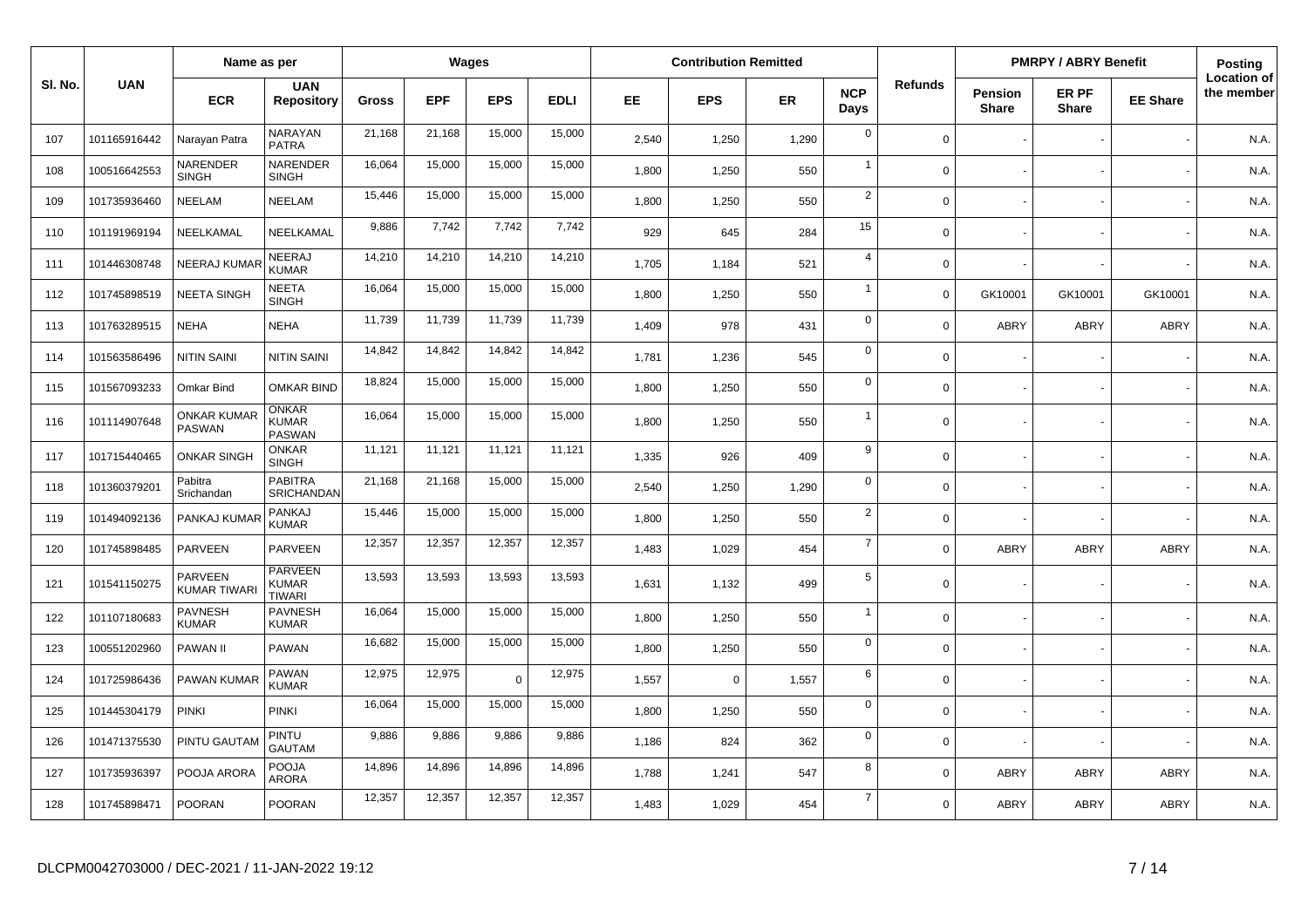| Sl. No. | UAN | Name as per | | Wages | | | | Contribution Remitted | | | | Refunds | PMRPY / ABRY Benefit | | | Posting Location of the member |
|---|---|---|---|---|---|---|---|---|---|---|---|---|---|---|---|---|
| | | ECR | UAN Repository | Gross | EPF | EPS | EDLI | EE | EPS | ER | NCP Days | | Pension Share | ER PF Share | EE Share | |
| 107 | 101165916442 | Narayan Patra | NARAYAN PATRA | 21,168 | 21,168 | 15,000 | 15,000 | 2,540 | 1,250 | 1,290 | 0 | 0 | - | - | - | N.A. |
| 108 | 100516642553 | NARENDER SINGH | NARENDER SINGH | 16,064 | 15,000 | 15,000 | 15,000 | 1,800 | 1,250 | 550 | 1 | 0 | - | - | - | N.A. |
| 109 | 101735936460 | NEELAM | NEELAM | 15,446 | 15,000 | 15,000 | 15,000 | 1,800 | 1,250 | 550 | 2 | 0 | - | - | - | N.A. |
| 110 | 101191969194 | NEELKAMAL | NEELKAMAL | 9,886 | 7,742 | 7,742 | 7,742 | 929 | 645 | 284 | 15 | 0 | - | - | - | N.A. |
| 111 | 101446308748 | NEERAJ KUMAR | NEERAJ KUMAR | 14,210 | 14,210 | 14,210 | 14,210 | 1,705 | 1,184 | 521 | 4 | 0 | - | - | - | N.A. |
| 112 | 101745898519 | NEETA SINGH | NEETA SINGH | 16,064 | 15,000 | 15,000 | 15,000 | 1,800 | 1,250 | 550 | 1 | 0 | GK10001 | GK10001 | GK10001 | N.A. |
| 113 | 101763289515 | NEHA | NEHA | 11,739 | 11,739 | 11,739 | 11,739 | 1,409 | 978 | 431 | 0 | 0 | ABRY | ABRY | ABRY | N.A. |
| 114 | 101563586496 | NITIN SAINI | NITIN SAINI | 14,842 | 14,842 | 14,842 | 14,842 | 1,781 | 1,236 | 545 | 0 | 0 | - | - | - | N.A. |
| 115 | 101567093233 | Omkar Bind | OMKAR BIND | 18,824 | 15,000 | 15,000 | 15,000 | 1,800 | 1,250 | 550 | 0 | 0 | - | - | - | N.A. |
| 116 | 101114907648 | ONKAR KUMAR PASWAN | ONKAR KUMAR PASWAN | 16,064 | 15,000 | 15,000 | 15,000 | 1,800 | 1,250 | 550 | 1 | 0 | - | - | - | N.A. |
| 117 | 101715440465 | ONKAR SINGH | ONKAR SINGH | 11,121 | 11,121 | 11,121 | 11,121 | 1,335 | 926 | 409 | 9 | 0 | - | - | - | N.A. |
| 118 | 101360379201 | Pabitra Srichandan | PABITRA SRICHANDAN | 21,168 | 21,168 | 15,000 | 15,000 | 2,540 | 1,250 | 1,290 | 0 | 0 | - | - | - | N.A. |
| 119 | 101494092136 | PANKAJ KUMAR | PANKAJ KUMAR | 15,446 | 15,000 | 15,000 | 15,000 | 1,800 | 1,250 | 550 | 2 | 0 | - | - | - | N.A. |
| 120 | 101745898485 | PARVEEN | PARVEEN | 12,357 | 12,357 | 12,357 | 12,357 | 1,483 | 1,029 | 454 | 7 | 0 | ABRY | ABRY | ABRY | N.A. |
| 121 | 101541150275 | PARVEEN KUMAR TIWARI | PARVEEN KUMAR TIWARI | 13,593 | 13,593 | 13,593 | 13,593 | 1,631 | 1,132 | 499 | 5 | 0 | - | - | - | N.A. |
| 122 | 101107180683 | PAVNESH KUMAR | PAVNESH KUMAR | 16,064 | 15,000 | 15,000 | 15,000 | 1,800 | 1,250 | 550 | 1 | 0 | - | - | - | N.A. |
| 123 | 100551202960 | PAWAN II | PAWAN | 16,682 | 15,000 | 15,000 | 15,000 | 1,800 | 1,250 | 550 | 0 | 0 | - | - | - | N.A. |
| 124 | 101725986436 | PAWAN KUMAR | PAWAN KUMAR | 12,975 | 12,975 | 0 | 12,975 | 1,557 | 0 | 1,557 | 6 | 0 | - | - | - | N.A. |
| 125 | 101445304179 | PINKI | PINKI | 16,064 | 15,000 | 15,000 | 15,000 | 1,800 | 1,250 | 550 | 0 | 0 | - | - | - | N.A. |
| 126 | 101471375530 | PINTU GAUTAM | PINTU GAUTAM | 9,886 | 9,886 | 9,886 | 9,886 | 1,186 | 824 | 362 | 0 | 0 | - | - | - | N.A. |
| 127 | 101735936397 | POOJA ARORA | POOJA ARORA | 14,896 | 14,896 | 14,896 | 14,896 | 1,788 | 1,241 | 547 | 8 | 0 | ABRY | ABRY | ABRY | N.A. |
| 128 | 101745898471 | POORAN | POORAN | 12,357 | 12,357 | 12,357 | 12,357 | 1,483 | 1,029 | 454 | 7 | 0 | ABRY | ABRY | ABRY | N.A. |

DLCPM0042703000 / DEC-2021 / 11-JAN-2022 19:12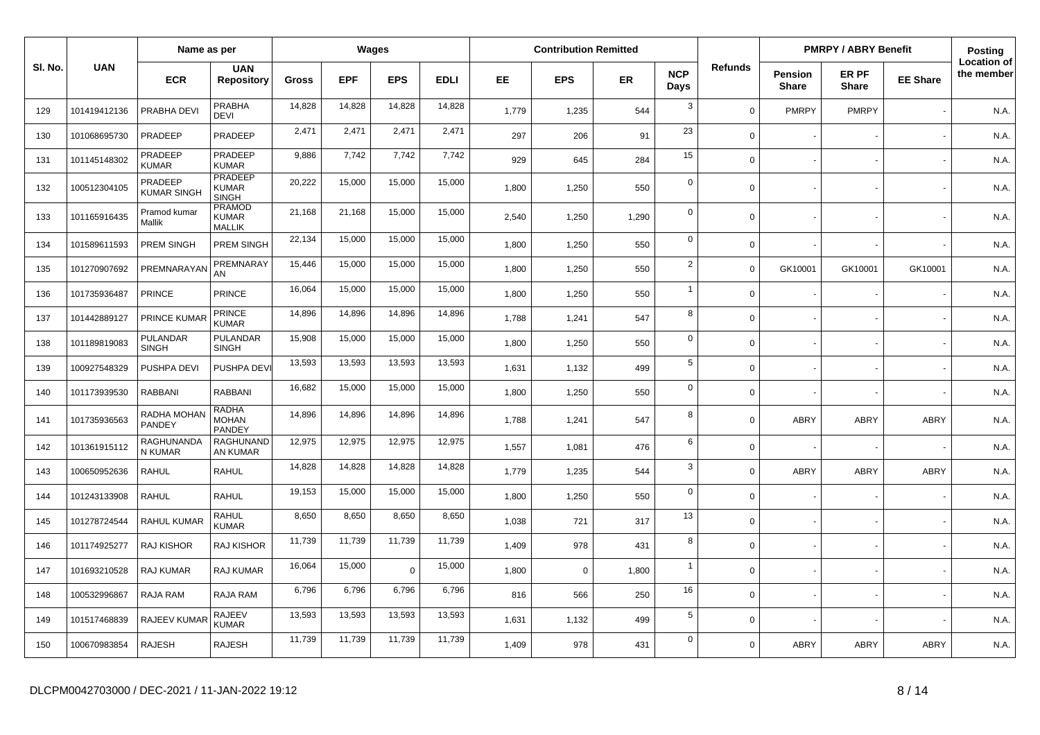| Sl. No. | UAN | Name as per | | Wages | | | | Contribution Remitted | | | | Refunds | PMRPY / ABRY Benefit | | | Posting Location of the member |
|---|---|---|---|---|---|---|---|---|---|---|---|---|---|---|---|---|
| | | ECR | UAN Repository | Gross | EPF | EPS | EDLI | EE | EPS | ER | NCP Days | | Pension Share | ER PF Share | EE Share | |
| 129 | 101419412136 | PRABHA DEVI | PRABHA DEVI | 14,828 | 14,828 | 14,828 | 14,828 | 1,779 | 1,235 | 544 | 3 | 0 | PMRPY | PMRPY | - | N.A. |
| 130 | 101068695730 | PRADEEP | PRADEEP | 2,471 | 2,471 | 2,471 | 2,471 | 297 | 206 | 91 | 23 | 0 | - | - | - | N.A. |
| 131 | 101145148302 | PRADEEP KUMAR | PRADEEP KUMAR | 9,886 | 7,742 | 7,742 | 7,742 | 929 | 645 | 284 | 15 | 0 | - | - | - | N.A. |
| 132 | 100512304105 | PRADEEP KUMAR SINGH | PRADEEP KUMAR SINGH | 20,222 | 15,000 | 15,000 | 15,000 | 1,800 | 1,250 | 550 | 0 | 0 | - | - | - | N.A. |
| 133 | 101165916435 | Pramod kumar Mallik | PRAMOD KUMAR MALLIK | 21,168 | 21,168 | 15,000 | 15,000 | 2,540 | 1,250 | 1,290 | 0 | 0 | - | - | - | N.A. |
| 134 | 101589611593 | PREM SINGH | PREM SINGH | 22,134 | 15,000 | 15,000 | 15,000 | 1,800 | 1,250 | 550 | 0 | 0 | - | - | - | N.A. |
| 135 | 101270907692 | PREMNARAYAN | PREMNARAYAN | 15,446 | 15,000 | 15,000 | 15,000 | 1,800 | 1,250 | 550 | 2 | 0 | GK10001 | GK10001 | GK10001 | N.A. |
| 136 | 101735936487 | PRINCE | PRINCE | 16,064 | 15,000 | 15,000 | 15,000 | 1,800 | 1,250 | 550 | 1 | 0 | - | - | - | N.A. |
| 137 | 101442889127 | PRINCE KUMAR | PRINCE KUMAR | 14,896 | 14,896 | 14,896 | 14,896 | 1,788 | 1,241 | 547 | 8 | 0 | - | - | - | N.A. |
| 138 | 101189819083 | PULANDAR SINGH | PULANDAR SINGH | 15,908 | 15,000 | 15,000 | 15,000 | 1,800 | 1,250 | 550 | 0 | 0 | - | - | - | N.A. |
| 139 | 100927548329 | PUSHPA DEVI | PUSHPA DEVI | 13,593 | 13,593 | 13,593 | 13,593 | 1,631 | 1,132 | 499 | 5 | 0 | - | - | - | N.A. |
| 140 | 101173939530 | RABBANI | RABBANI | 16,682 | 15,000 | 15,000 | 15,000 | 1,800 | 1,250 | 550 | 0 | 0 | - | - | - | N.A. |
| 141 | 101735936563 | RADHA MOHAN PANDEY | RADHA MOHAN PANDEY | 14,896 | 14,896 | 14,896 | 14,896 | 1,788 | 1,241 | 547 | 8 | 0 | ABRY | ABRY | ABRY | N.A. |
| 142 | 101361915112 | RAGHUNANDAN KUMAR | RAGHUNANDAN KUMAR | 12,975 | 12,975 | 12,975 | 12,975 | 1,557 | 1,081 | 476 | 6 | 0 | - | - | - | N.A. |
| 143 | 100650952636 | RAHUL | RAHUL | 14,828 | 14,828 | 14,828 | 14,828 | 1,779 | 1,235 | 544 | 3 | 0 | ABRY | ABRY | ABRY | N.A. |
| 144 | 101243133908 | RAHUL | RAHUL | 19,153 | 15,000 | 15,000 | 15,000 | 1,800 | 1,250 | 550 | 0 | 0 | - | - | - | N.A. |
| 145 | 101278724544 | RAHUL KUMAR | RAHUL KUMAR | 8,650 | 8,650 | 8,650 | 8,650 | 1,038 | 721 | 317 | 13 | 0 | - | - | - | N.A. |
| 146 | 101174925277 | RAJ KISHOR | RAJ KISHOR | 11,739 | 11,739 | 11,739 | 11,739 | 1,409 | 978 | 431 | 8 | 0 | - | - | - | N.A. |
| 147 | 101693210528 | RAJ KUMAR | RAJ KUMAR | 16,064 | 15,000 | 0 | 15,000 | 1,800 | 0 | 1,800 | 1 | 0 | - | - | - | N.A. |
| 148 | 100532996867 | RAJA RAM | RAJA RAM | 6,796 | 6,796 | 6,796 | 6,796 | 816 | 566 | 250 | 16 | 0 | - | - | - | N.A. |
| 149 | 101517468839 | RAJEEV KUMAR | RAJEEV KUMAR | 13,593 | 13,593 | 13,593 | 13,593 | 1,631 | 1,132 | 499 | 5 | 0 | - | - | - | N.A. |
| 150 | 100670983854 | RAJESH | RAJESH | 11,739 | 11,739 | 11,739 | 11,739 | 1,409 | 978 | 431 | 0 | 0 | ABRY | ABRY | ABRY | N.A. |

DLCPM0042703000 / DEC-2021 / 11-JAN-2022 19:12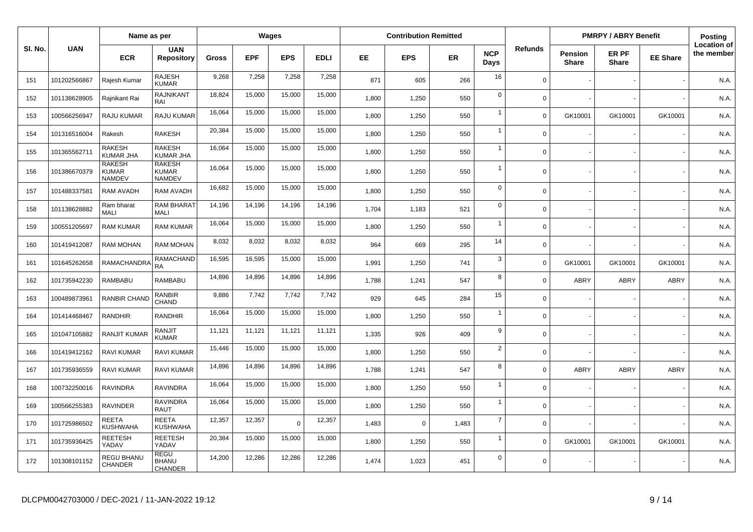| Sl. No. | UAN | Name as per | | Wages | | | | Contribution Remitted | | | | Refunds | PMRPY / ABRY Benefit | | | Posting Location of the member |
|---|---|---|---|---|---|---|---|---|---|---|---|---|---|---|---|---|
| | | ECR | UAN Repository | Gross | EPF | EPS | EDLI | EE | EPS | ER | NCP Days | | Pension Share | ER PF Share | EE Share | |
| 151 | 101202566867 | Rajesh Kumar | RAJESH KUMAR | 9,268 | 7,258 | 7,258 | 7,258 | 871 | 605 | 266 | 16 | 0 | - | - | - | N.A. |
| 152 | 101138628905 | Rajnikant Rai | RAJNIKANT RAI | 18,824 | 15,000 | 15,000 | 15,000 | 1,800 | 1,250 | 550 | 0 | 0 | - | - | - | N.A. |
| 153 | 100566256947 | RAJU KUMAR | RAJU KUMAR | 16,064 | 15,000 | 15,000 | 15,000 | 1,800 | 1,250 | 550 | 1 | 0 | GK10001 | GK10001 | GK10001 | N.A. |
| 154 | 101316516004 | Rakesh | RAKESH | 20,384 | 15,000 | 15,000 | 15,000 | 1,800 | 1,250 | 550 | 1 | 0 | - | - | - | N.A. |
| 155 | 101365562711 | RAKESH KUMAR JHA | RAKESH KUMAR JHA | 16,064 | 15,000 | 15,000 | 15,000 | 1,800 | 1,250 | 550 | 1 | 0 | - | - | - | N.A. |
| 156 | 101386670379 | RAKESH KUMAR NAMDEV | RAKESH KUMAR NAMDEV | 16,064 | 15,000 | 15,000 | 15,000 | 1,800 | 1,250 | 550 | 1 | 0 | - | - | - | N.A. |
| 157 | 101488337581 | RAM AVADH | RAM AVADH | 16,682 | 15,000 | 15,000 | 15,000 | 1,800 | 1,250 | 550 | 0 | 0 | - | - | - | N.A. |
| 158 | 101138628882 | Ram bharat MALI | RAM BHARAT MALI | 14,196 | 14,196 | 14,196 | 14,196 | 1,704 | 1,183 | 521 | 0 | 0 | - | - | - | N.A. |
| 159 | 100551205697 | RAM KUMAR | RAM KUMAR | 16,064 | 15,000 | 15,000 | 15,000 | 1,800 | 1,250 | 550 | 1 | 0 | - | - | - | N.A. |
| 160 | 101419412087 | RAM MOHAN | RAM MOHAN | 8,032 | 8,032 | 8,032 | 8,032 | 964 | 669 | 295 | 14 | 0 | - | - | - | N.A. |
| 161 | 101645262658 | RAMACHANDRA | RAMACHANDRA | 16,595 | 16,595 | 15,000 | 15,000 | 1,991 | 1,250 | 741 | 3 | 0 | GK10001 | GK10001 | GK10001 | N.A. |
| 162 | 101735942230 | RAMBABU | RAMBABU | 14,896 | 14,896 | 14,896 | 14,896 | 1,788 | 1,241 | 547 | 8 | 0 | ABRY | ABRY | ABRY | N.A. |
| 163 | 100489873961 | RANBIR CHAND | RANBIR CHAND | 9,886 | 7,742 | 7,742 | 7,742 | 929 | 645 | 284 | 15 | 0 | - | - | - | N.A. |
| 164 | 101414468467 | RANDHIR | RANDHIR | 16,064 | 15,000 | 15,000 | 15,000 | 1,800 | 1,250 | 550 | 1 | 0 | - | - | - | N.A. |
| 165 | 101047105882 | RANJIT KUMAR | RANJIT KUMAR | 11,121 | 11,121 | 11,121 | 11,121 | 1,335 | 926 | 409 | 9 | 0 | - | - | - | N.A. |
| 166 | 101419412162 | RAVI KUMAR | RAVI KUMAR | 15,446 | 15,000 | 15,000 | 15,000 | 1,800 | 1,250 | 550 | 2 | 0 | - | - | - | N.A. |
| 167 | 101735936559 | RAVI KUMAR | RAVI KUMAR | 14,896 | 14,896 | 14,896 | 14,896 | 1,788 | 1,241 | 547 | 8 | 0 | ABRY | ABRY | ABRY | N.A. |
| 168 | 100732250016 | RAVINDRA | RAVINDRA | 16,064 | 15,000 | 15,000 | 15,000 | 1,800 | 1,250 | 550 | 1 | 0 | - | - | - | N.A. |
| 169 | 100566255383 | RAVINDER | RAVINDRA RAUT | 16,064 | 15,000 | 15,000 | 15,000 | 1,800 | 1,250 | 550 | 1 | 0 | - | - | - | N.A. |
| 170 | 101725986502 | REETA KUSHWAHA | REETA KUSHWAHA | 12,357 | 12,357 | 0 | 12,357 | 1,483 | 0 | 1,483 | 7 | 0 | - | - | - | N.A. |
| 171 | 101735936425 | REETESH YADAV | REETESH YADAV | 20,384 | 15,000 | 15,000 | 15,000 | 1,800 | 1,250 | 550 | 1 | 0 | GK10001 | GK10001 | GK10001 | N.A. |
| 172 | 101308101152 | REGU BHANU CHANDER | REGU BHANU CHANDER | 14,200 | 12,286 | 12,286 | 12,286 | 1,474 | 1,023 | 451 | 0 | 0 | - | - | - | N.A. |

DLCPM0042703000 / DEC-2021 / 11-JAN-2022 19:12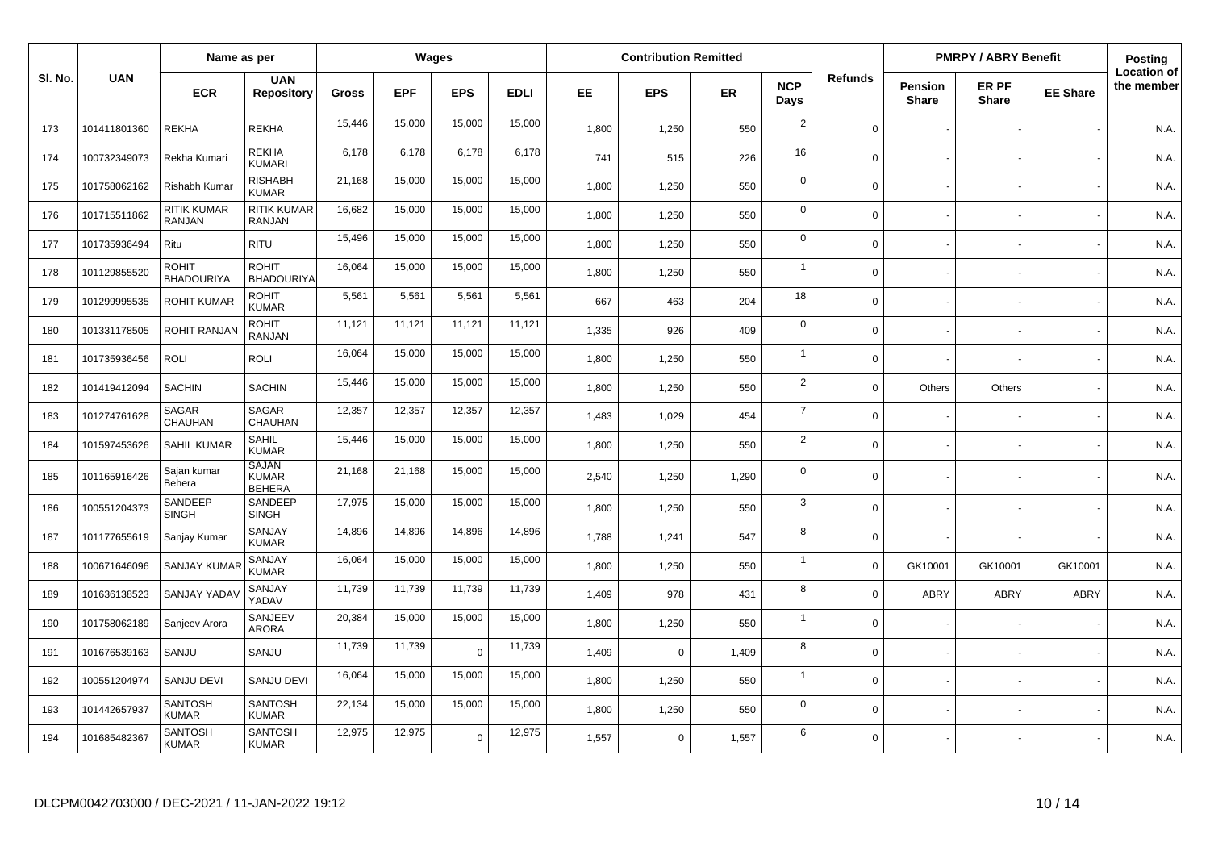| Sl. No. | UAN | Name as per | | Wages | | | | Contribution Remitted | | | | Refunds | PMRPY / ABRY Benefit | | | Posting Location of the member |
|---|---|---|---|---|---|---|---|---|---|---|---|---|---|---|---|---|
| | | ECR | UAN Repository | Gross | EPF | EPS | EDLI | EE | EPS | ER | NCP Days | | Pension Share | ER PF Share | EE Share | |
| 173 | 101411801360 | REKHA | REKHA | 15,446 | 15,000 | 15,000 | 15,000 | 1,800 | 1,250 | 550 | 2 | 0 | - | - | - | N.A. |
| 174 | 100732349073 | Rekha Kumari | REKHA KUMARI | 6,178 | 6,178 | 6,178 | 6,178 | 741 | 515 | 226 | 16 | 0 | - | - | - | N.A. |
| 175 | 101758062162 | Rishabh Kumar | RISHABH KUMAR | 21,168 | 15,000 | 15,000 | 15,000 | 1,800 | 1,250 | 550 | 0 | 0 | - | - | - | N.A. |
| 176 | 101715511862 | RITIK KUMAR RANJAN | RITIK KUMAR RANJAN | 16,682 | 15,000 | 15,000 | 15,000 | 1,800 | 1,250 | 550 | 0 | 0 | - | - | - | N.A. |
| 177 | 101735936494 | Ritu | RITU | 15,496 | 15,000 | 15,000 | 15,000 | 1,800 | 1,250 | 550 | 0 | 0 | - | - | - | N.A. |
| 178 | 101129855520 | ROHIT BHADOURIYA | ROHIT BHADOURIYA | 16,064 | 15,000 | 15,000 | 15,000 | 1,800 | 1,250 | 550 | 1 | 0 | - | - | - | N.A. |
| 179 | 101299995535 | ROHIT KUMAR | ROHIT KUMAR | 5,561 | 5,561 | 5,561 | 5,561 | 667 | 463 | 204 | 18 | 0 | - | - | - | N.A. |
| 180 | 101331178505 | ROHIT RANJAN | ROHIT RANJAN | 11,121 | 11,121 | 11,121 | 11,121 | 1,335 | 926 | 409 | 0 | 0 | - | - | - | N.A. |
| 181 | 101735936456 | ROLI | ROLI | 16,064 | 15,000 | 15,000 | 15,000 | 1,800 | 1,250 | 550 | 1 | 0 | - | - | - | N.A. |
| 182 | 101419412094 | SACHIN | SACHIN | 15,446 | 15,000 | 15,000 | 15,000 | 1,800 | 1,250 | 550 | 2 | 0 | Others | Others | - | N.A. |
| 183 | 101274761628 | SAGAR CHAUHAN | SAGAR CHAUHAN | 12,357 | 12,357 | 12,357 | 12,357 | 1,483 | 1,029 | 454 | 7 | 0 | - | - | - | N.A. |
| 184 | 101597453626 | SAHIL KUMAR | SAHIL KUMAR | 15,446 | 15,000 | 15,000 | 15,000 | 1,800 | 1,250 | 550 | 2 | 0 | - | - | - | N.A. |
| 185 | 101165916426 | Sajan kumar Behera | SAJAN KUMAR BEHERA | 21,168 | 21,168 | 15,000 | 15,000 | 2,540 | 1,250 | 1,290 | 0 | 0 | - | - | - | N.A. |
| 186 | 100551204373 | SANDEEP SINGH | SANDEEP SINGH | 17,975 | 15,000 | 15,000 | 15,000 | 1,800 | 1,250 | 550 | 3 | 0 | - | - | - | N.A. |
| 187 | 101177655619 | Sanjay Kumar | SANJAY KUMAR | 14,896 | 14,896 | 14,896 | 14,896 | 1,788 | 1,241 | 547 | 8 | 0 | - | - | - | N.A. |
| 188 | 100671646096 | SANJAY KUMAR | SANJAY KUMAR | 16,064 | 15,000 | 15,000 | 15,000 | 1,800 | 1,250 | 550 | 1 | 0 | GK10001 | GK10001 | GK10001 | N.A. |
| 189 | 101636138523 | SANJAY YADAV | SANJAY YADAV | 11,739 | 11,739 | 11,739 | 11,739 | 1,409 | 978 | 431 | 8 | 0 | ABRY | ABRY | ABRY | N.A. |
| 190 | 101758062189 | Sanjeev Arora | SANJEEV ARORA | 20,384 | 15,000 | 15,000 | 15,000 | 1,800 | 1,250 | 550 | 1 | 0 | - | - | - | N.A. |
| 191 | 101676539163 | SANJU | SANJU | 11,739 | 11,739 | 0 | 11,739 | 1,409 | 0 | 1,409 | 8 | 0 | - | - | - | N.A. |
| 192 | 100551204974 | SANJU DEVI | SANJU DEVI | 16,064 | 15,000 | 15,000 | 15,000 | 1,800 | 1,250 | 550 | 1 | 0 | - | - | - | N.A. |
| 193 | 101442657937 | SANTOSH KUMAR | SANTOSH KUMAR | 22,134 | 15,000 | 15,000 | 15,000 | 1,800 | 1,250 | 550 | 0 | 0 | - | - | - | N.A. |
| 194 | 101685482367 | SANTOSH KUMAR | SANTOSH KUMAR | 12,975 | 12,975 | 0 | 12,975 | 1,557 | 0 | 1,557 | 6 | 0 | - | - | - | N.A. |

DLCPM0042703000 / DEC-2021 / 11-JAN-2022 19:12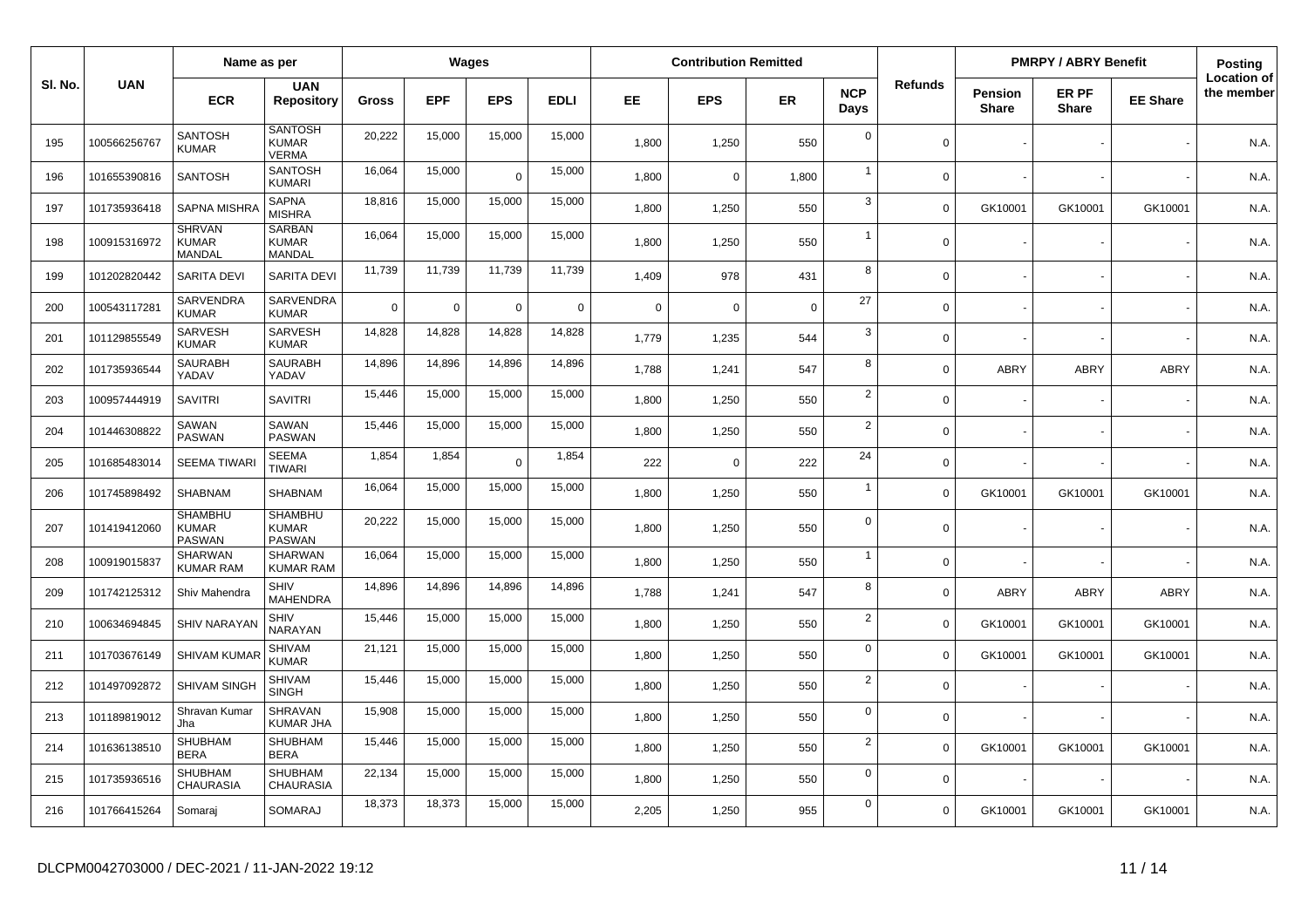| Sl. No. | UAN | Name as per | | Wages | | | | Contribution Remitted | | | | Refunds | PMRPY / ABRY Benefit | | | Posting Location of the member |
|---|---|---|---|---|---|---|---|---|---|---|---|---|---|---|---|---|
| | | ECR | UAN Repository | Gross | EPF | EPS | EDLI | EE | EPS | ER | NCP Days | | Pension Share | ER PF Share | EE Share | |
| 195 | 100566256767 | SANTOSH KUMAR | SANTOSH KUMAR VERMA | 20,222 | 15,000 | 15,000 | 15,000 | 1,800 | 1,250 | 550 | 0 | 0 | - | - | - | N.A. |
| 196 | 101655390816 | SANTOSH | SANTOSH KUMARI | 16,064 | 15,000 | 0 | 15,000 | 1,800 | 0 | 1,800 | 1 | 0 | - | - | - | N.A. |
| 197 | 101735936418 | SAPNA MISHRA | SAPNA MISHRA | 18,816 | 15,000 | 15,000 | 15,000 | 1,800 | 1,250 | 550 | 3 | 0 | GK10001 | GK10001 | GK10001 | N.A. |
| 198 | 100915316972 | SHRVAN KUMAR MANDAL | SARBAN KUMAR MANDAL | 16,064 | 15,000 | 15,000 | 15,000 | 1,800 | 1,250 | 550 | 1 | 0 | - | - | - | N.A. |
| 199 | 101202820442 | SARITA DEVI | SARITA DEVI | 11,739 | 11,739 | 11,739 | 11,739 | 1,409 | 978 | 431 | 8 | 0 | - | - | - | N.A. |
| 200 | 100543117281 | SARVENDRA KUMAR | SARVENDRA KUMAR | 0 | 0 | 0 | 0 | 0 | 0 | 0 | 27 | 0 | - | - | - | N.A. |
| 201 | 101129855549 | SARVESH KUMAR | SARVESH KUMAR | 14,828 | 14,828 | 14,828 | 14,828 | 1,779 | 1,235 | 544 | 3 | 0 | - | - | - | N.A. |
| 202 | 101735936544 | SAURABH YADAV | SAURABH YADAV | 14,896 | 14,896 | 14,896 | 14,896 | 1,788 | 1,241 | 547 | 8 | 0 | ABRY | ABRY | ABRY | N.A. |
| 203 | 100957444919 | SAVITRI | SAVITRI | 15,446 | 15,000 | 15,000 | 15,000 | 1,800 | 1,250 | 550 | 2 | 0 | - | - | - | N.A. |
| 204 | 101446308822 | SAWAN PASWAN | SAWAN PASWAN | 15,446 | 15,000 | 15,000 | 15,000 | 1,800 | 1,250 | 550 | 2 | 0 | - | - | - | N.A. |
| 205 | 101685483014 | SEEMA TIWARI | SEEMA TIWARI | 1,854 | 1,854 | 0 | 1,854 | 222 | 0 | 222 | 24 | 0 | - | - | - | N.A. |
| 206 | 101745898492 | SHABNAM | SHABNAM | 16,064 | 15,000 | 15,000 | 15,000 | 1,800 | 1,250 | 550 | 1 | 0 | GK10001 | GK10001 | GK10001 | N.A. |
| 207 | 101419412060 | SHAMBHU KUMAR PASWAN | SHAMBHU KUMAR PASWAN | 20,222 | 15,000 | 15,000 | 15,000 | 1,800 | 1,250 | 550 | 0 | 0 | - | - | - | N.A. |
| 208 | 100919015837 | SHARWAN KUMAR RAM | SHARWAN KUMAR RAM | 16,064 | 15,000 | 15,000 | 15,000 | 1,800 | 1,250 | 550 | 1 | 0 | - | - | - | N.A. |
| 209 | 101742125312 | Shiv Mahendra | SHIV MAHENDRA | 14,896 | 14,896 | 14,896 | 14,896 | 1,788 | 1,241 | 547 | 8 | 0 | ABRY | ABRY | ABRY | N.A. |
| 210 | 100634694845 | SHIV NARAYAN | SHIV NARAYAN | 15,446 | 15,000 | 15,000 | 15,000 | 1,800 | 1,250 | 550 | 2 | 0 | GK10001 | GK10001 | GK10001 | N.A. |
| 211 | 101703676149 | SHIVAM KUMAR | SHIVAM KUMAR | 21,121 | 15,000 | 15,000 | 15,000 | 1,800 | 1,250 | 550 | 0 | 0 | GK10001 | GK10001 | GK10001 | N.A. |
| 212 | 101497092872 | SHIVAM SINGH | SHIVAM SINGH | 15,446 | 15,000 | 15,000 | 15,000 | 1,800 | 1,250 | 550 | 2 | 0 | - | - | - | N.A. |
| 213 | 101189819012 | Shravan Kumar Jha | SHRAVAN KUMAR JHA | 15,908 | 15,000 | 15,000 | 15,000 | 1,800 | 1,250 | 550 | 0 | 0 | - | - | - | N.A. |
| 214 | 101636138510 | SHUBHAM BERA | SHUBHAM BERA | 15,446 | 15,000 | 15,000 | 15,000 | 1,800 | 1,250 | 550 | 2 | 0 | GK10001 | GK10001 | GK10001 | N.A. |
| 215 | 101735936516 | SHUBHAM CHAURASIA | SHUBHAM CHAURASIA | 22,134 | 15,000 | 15,000 | 15,000 | 1,800 | 1,250 | 550 | 0 | 0 | - | - | - | N.A. |
| 216 | 101766415264 | Somaraj | SOMARAJ | 18,373 | 18,373 | 15,000 | 15,000 | 2,205 | 1,250 | 955 | 0 | 0 | GK10001 | GK10001 | GK10001 | N.A. |

DLCPM0042703000 / DEC-2021 / 11-JAN-2022 19:12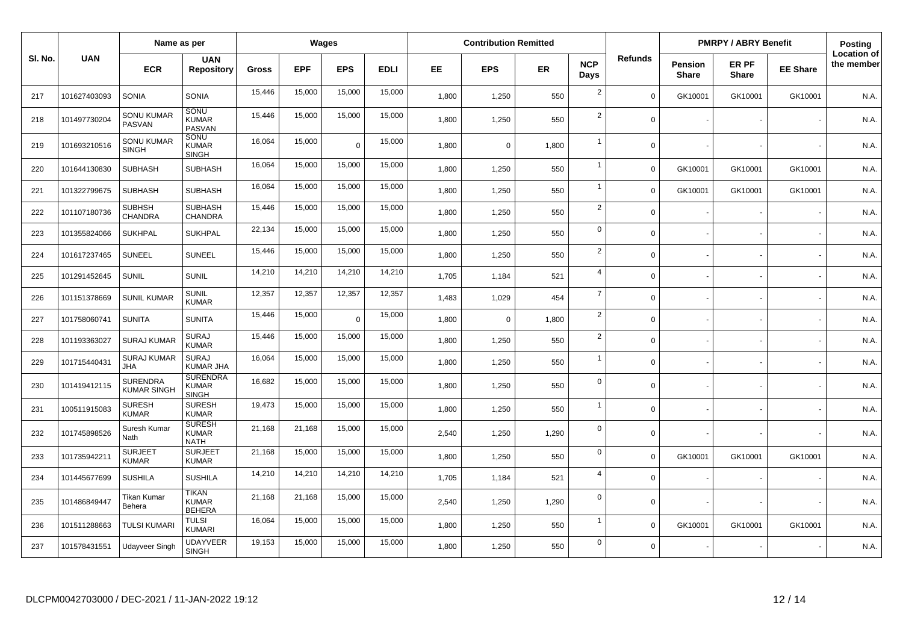| Sl. No. | UAN | Name as per | | Wages | | | | Contribution Remitted | | | | Refunds | PMRPY / ABRY Benefit | | | Posting Location of the member |
|---|---|---|---|---|---|---|---|---|---|---|---|---|---|---|---|---|
| | | ECR | UAN Repository | Gross | EPF | EPS | EDLI | EE | EPS | ER | NCP Days | | Pension Share | ER PF Share | EE Share | |
| 217 | 101627403093 | SONIA | SONIA | 15,446 | 15,000 | 15,000 | 15,000 | 1,800 | 1,250 | 550 | 2 | 0 | GK10001 | GK10001 | GK10001 | N.A. |
| 218 | 101497730204 | SONU KUMAR PASVAN | SONU KUMAR PASVAN | 15,446 | 15,000 | 15,000 | 15,000 | 1,800 | 1,250 | 550 | 2 | 0 | - | - | - | N.A. |
| 219 | 101693210516 | SONU KUMAR SINGH | SONU KUMAR SINGH | 16,064 | 15,000 | 0 | 15,000 | 1,800 | 0 | 1,800 | 1 | 0 | - | - | - | N.A. |
| 220 | 101644130830 | SUBHASH | SUBHASH | 16,064 | 15,000 | 15,000 | 15,000 | 1,800 | 1,250 | 550 | 1 | 0 | GK10001 | GK10001 | GK10001 | N.A. |
| 221 | 101322799675 | SUBHASH | SUBHASH | 16,064 | 15,000 | 15,000 | 15,000 | 1,800 | 1,250 | 550 | 1 | 0 | GK10001 | GK10001 | GK10001 | N.A. |
| 222 | 101107180736 | SUBHSH CHANDRA | SUBHASH CHANDRA | 15,446 | 15,000 | 15,000 | 15,000 | 1,800 | 1,250 | 550 | 2 | 0 | - | - | - | N.A. |
| 223 | 101355824066 | SUKHPAL | SUKHPAL | 22,134 | 15,000 | 15,000 | 15,000 | 1,800 | 1,250 | 550 | 0 | 0 | - | - | - | N.A. |
| 224 | 101617237465 | SUNEEL | SUNEEL | 15,446 | 15,000 | 15,000 | 15,000 | 1,800 | 1,250 | 550 | 2 | 0 | - | - | - | N.A. |
| 225 | 101291452645 | SUNIL | SUNIL | 14,210 | 14,210 | 14,210 | 14,210 | 1,705 | 1,184 | 521 | 4 | 0 | - | - | - | N.A. |
| 226 | 101151378669 | SUNIL KUMAR | SUNIL KUMAR | 12,357 | 12,357 | 12,357 | 12,357 | 1,483 | 1,029 | 454 | 7 | 0 | - | - | - | N.A. |
| 227 | 101758060741 | SUNITA | SUNITA | 15,446 | 15,000 | 0 | 15,000 | 1,800 | 0 | 1,800 | 2 | 0 | - | - | - | N.A. |
| 228 | 101193363027 | SURAJ KUMAR | SURAJ KUMAR | 15,446 | 15,000 | 15,000 | 15,000 | 1,800 | 1,250 | 550 | 2 | 0 | - | - | - | N.A. |
| 229 | 101715440431 | SURAJ KUMAR JHA | SURAJ KUMAR JHA | 16,064 | 15,000 | 15,000 | 15,000 | 1,800 | 1,250 | 550 | 1 | 0 | - | - | - | N.A. |
| 230 | 101419412115 | SURENDRA KUMAR SINGH | SURENDRA KUMAR SINGH | 16,682 | 15,000 | 15,000 | 15,000 | 1,800 | 1,250 | 550 | 0 | 0 | - | - | - | N.A. |
| 231 | 100511915083 | SURESH KUMAR | SURESH KUMAR | 19,473 | 15,000 | 15,000 | 15,000 | 1,800 | 1,250 | 550 | 1 | 0 | - | - | - | N.A. |
| 232 | 101745898526 | Suresh Kumar Nath | SURESH KUMAR NATH | 21,168 | 21,168 | 15,000 | 15,000 | 2,540 | 1,250 | 1,290 | 0 | 0 | - | - | - | N.A. |
| 233 | 101735942211 | SURJEET KUMAR | SURJEET KUMAR | 21,168 | 15,000 | 15,000 | 15,000 | 1,800 | 1,250 | 550 | 0 | 0 | GK10001 | GK10001 | GK10001 | N.A. |
| 234 | 101445677699 | SUSHILA | SUSHILA | 14,210 | 14,210 | 14,210 | 14,210 | 1,705 | 1,184 | 521 | 4 | 0 | - | - | - | N.A. |
| 235 | 101486849447 | Tikan Kumar Behera | TIKAN KUMAR BEHERA | 21,168 | 21,168 | 15,000 | 15,000 | 2,540 | 1,250 | 1,290 | 0 | 0 | - | - | - | N.A. |
| 236 | 101511288663 | TULSI KUMARI | TULSI KUMARI | 16,064 | 15,000 | 15,000 | 15,000 | 1,800 | 1,250 | 550 | 1 | 0 | GK10001 | GK10001 | GK10001 | N.A. |
| 237 | 101578431551 | Udayveer Singh | UDAYVEER SINGH | 19,153 | 15,000 | 15,000 | 15,000 | 1,800 | 1,250 | 550 | 0 | 0 | - | - | - | N.A. |

DLCPM0042703000 / DEC-2021 / 11-JAN-2022 19:12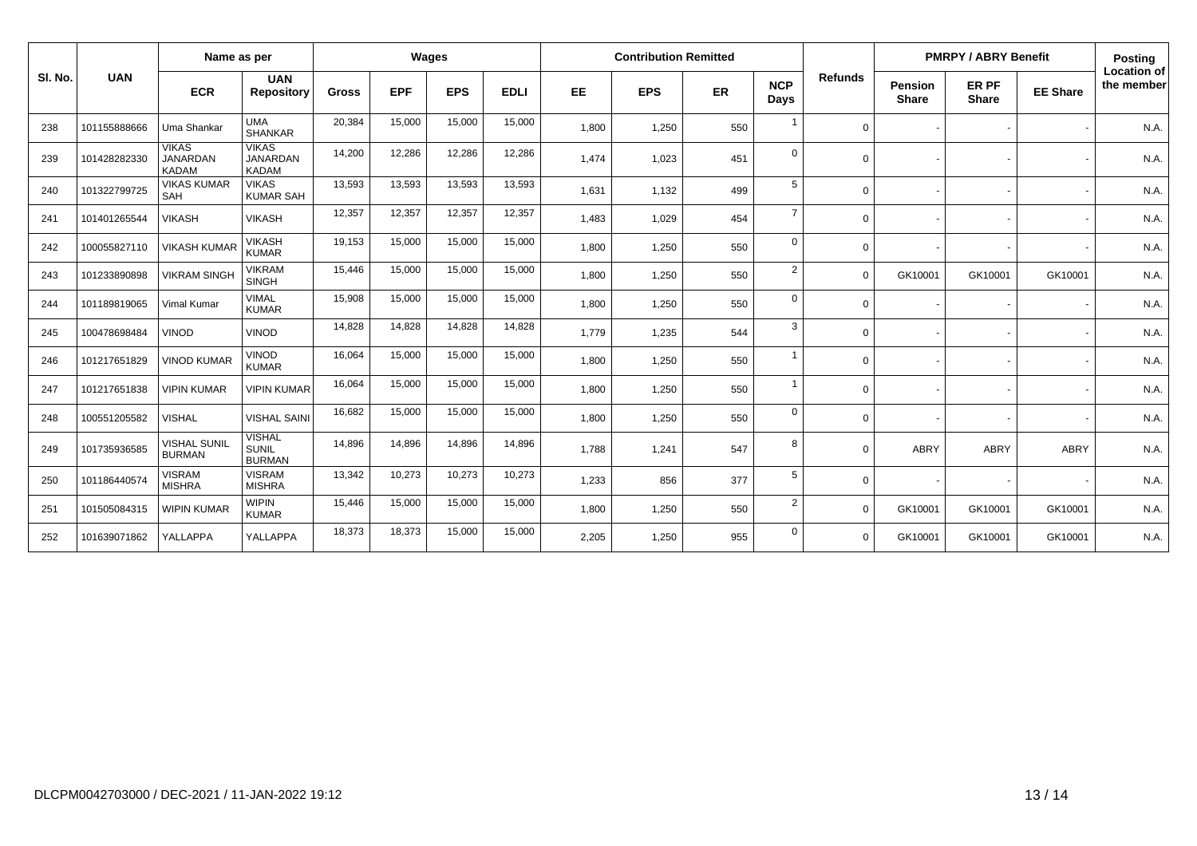| Sl. No. | UAN | Name as per | | Wages | | | | Contribution Remitted | | | | Refunds | PMRPY / ABRY Benefit | | | Posting Location of the member |
|---|---|---|---|---|---|---|---|---|---|---|---|---|---|---|---|---|
| | | ECR | UAN Repository | Gross | EPF | EPS | EDLI | EE | EPS | ER | NCP Days | | Pension Share | ER PF Share | EE Share | |
| 238 | 101155888666 | Uma Shankar | UMA SHANKAR | 20,384 | 15,000 | 15,000 | 15,000 | 1,800 | 1,250 | 550 | 1 | 0 | - | - | - | N.A. |
| 239 | 101428282330 | VIKAS JANARDAN KADAM | VIKAS JANARDAN KADAM | 14,200 | 12,286 | 12,286 | 12,286 | 1,474 | 1,023 | 451 | 0 | 0 | - | - | - | N.A. |
| 240 | 101322799725 | VIKAS KUMAR SAH | VIKAS KUMAR SAH | 13,593 | 13,593 | 13,593 | 13,593 | 1,631 | 1,132 | 499 | 5 | 0 | - | - | - | N.A. |
| 241 | 101401265544 | VIKASH | VIKASH | 12,357 | 12,357 | 12,357 | 12,357 | 1,483 | 1,029 | 454 | 7 | 0 | - | - | - | N.A. |
| 242 | 100055827110 | VIKASH KUMAR | VIKASH KUMAR | 19,153 | 15,000 | 15,000 | 15,000 | 1,800 | 1,250 | 550 | 0 | 0 | - | - | - | N.A. |
| 243 | 101233890898 | VIKRAM SINGH | VIKRAM SINGH | 15,446 | 15,000 | 15,000 | 15,000 | 1,800 | 1,250 | 550 | 2 | 0 | GK10001 | GK10001 | GK10001 | N.A. |
| 244 | 101189819065 | Vimal Kumar | VIMAL KUMAR | 15,908 | 15,000 | 15,000 | 15,000 | 1,800 | 1,250 | 550 | 0 | 0 | - | - | - | N.A. |
| 245 | 100478698484 | VINOD | VINOD | 14,828 | 14,828 | 14,828 | 14,828 | 1,779 | 1,235 | 544 | 3 | 0 | - | - | - | N.A. |
| 246 | 101217651829 | VINOD KUMAR | VINOD KUMAR | 16,064 | 15,000 | 15,000 | 15,000 | 1,800 | 1,250 | 550 | 1 | 0 | - | - | - | N.A. |
| 247 | 101217651838 | VIPIN KUMAR | VIPIN KUMAR | 16,064 | 15,000 | 15,000 | 15,000 | 1,800 | 1,250 | 550 | 1 | 0 | - | - | - | N.A. |
| 248 | 100551205582 | VISHAL | VISHAL SAINI | 16,682 | 15,000 | 15,000 | 15,000 | 1,800 | 1,250 | 550 | 0 | 0 | - | - | - | N.A. |
| 249 | 101735936585 | VISHAL SUNIL BURMAN | VISHAL SUNIL BURMAN | 14,896 | 14,896 | 14,896 | 14,896 | 1,788 | 1,241 | 547 | 8 | 0 | ABRY | ABRY | ABRY | N.A. |
| 250 | 101186440574 | VISRAM MISHRA | VISRAM MISHRA | 13,342 | 10,273 | 10,273 | 10,273 | 1,233 | 856 | 377 | 5 | 0 | - | - | - | N.A. |
| 251 | 101505084315 | WIPIN KUMAR | WIPIN KUMAR | 15,446 | 15,000 | 15,000 | 15,000 | 1,800 | 1,250 | 550 | 2 | 0 | GK10001 | GK10001 | GK10001 | N.A. |
| 252 | 101639071862 | YALLAPPA | YALLAPPA | 18,373 | 18,373 | 15,000 | 15,000 | 2,205 | 1,250 | 955 | 0 | 0 | GK10001 | GK10001 | GK10001 | N.A. |

DLCPM0042703000 / DEC-2021 / 11-JAN-2022 19:12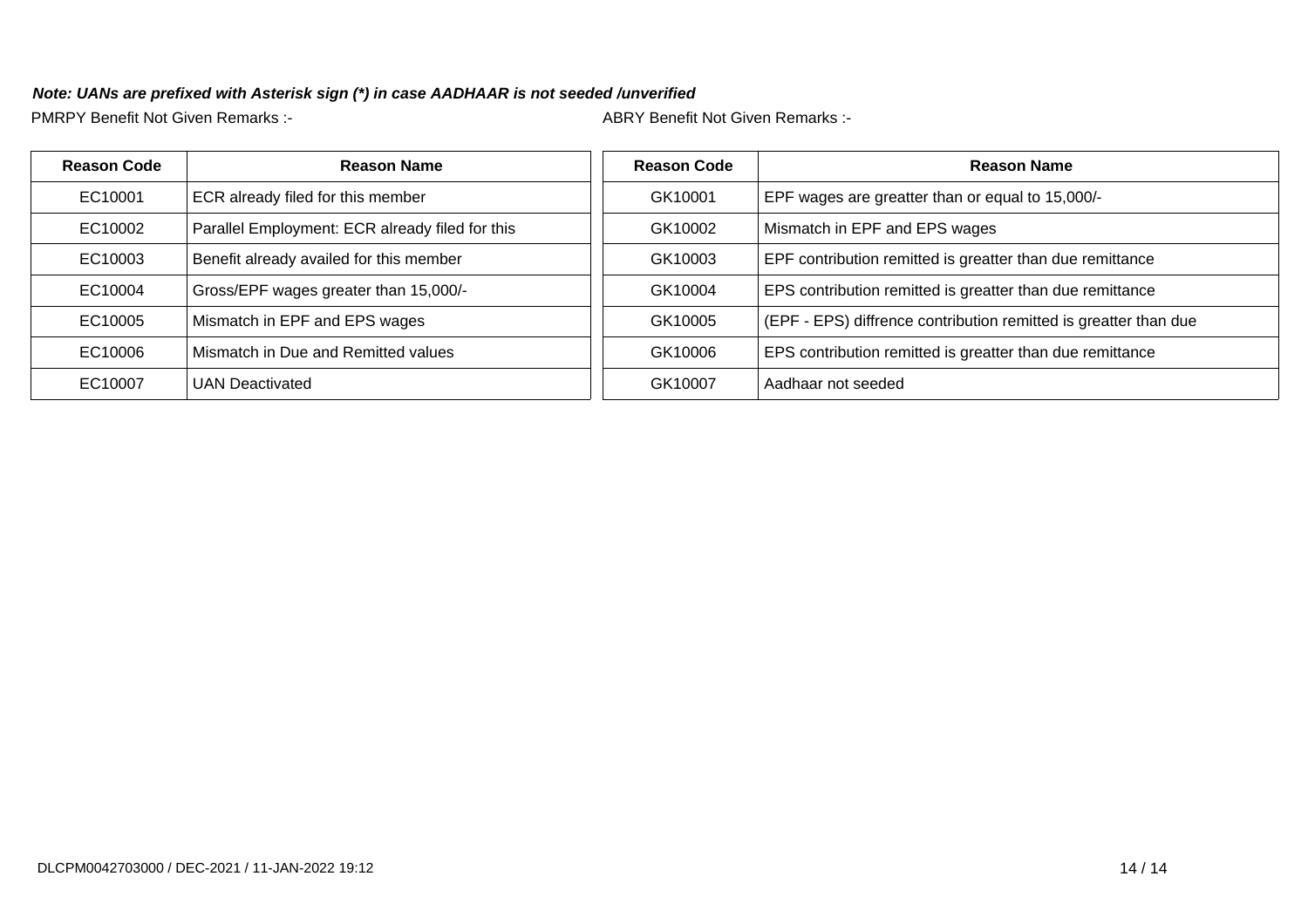***Note: UANs are prefixed with Asterisk sign (*) in case AADHAAR is not seeded /unverified***

PMRPY Benefit Not Given Remarks :-

| Reason Code | Reason Name |
|---|---|
| EC10001 | ECR already filed for this member |
| EC10002 | Parallel Employment: ECR already filed for this |
| EC10003 | Benefit already availed for this member |
| EC10004 | Gross/EPF wages greater than 15,000/- |
| EC10005 | Mismatch in EPF and EPS wages |
| EC10006 | Mismatch in Due and Remitted values |
| EC10007 | UAN Deactivated |

ABRY Benefit Not Given Remarks :-

| Reason Code | Reason Name |
|---|---|
| GK10001 | EPF wages are greatter than or equal to 15,000/- |
| GK10002 | Mismatch in EPF and EPS wages |
| GK10003 | EPF contribution remitted is greatter than due remittance |
| GK10004 | EPS contribution remitted is greatter than due remittance |
| GK10005 | (EPF - EPS) diffrence contribution remitted is greatter than due |
| GK10006 | EPS contribution remitted is greatter than due remittance |
| GK10007 | Aadhaar not seeded |

DLCPM0042703000 / DEC-2021 / 11-JAN-2022 19:12